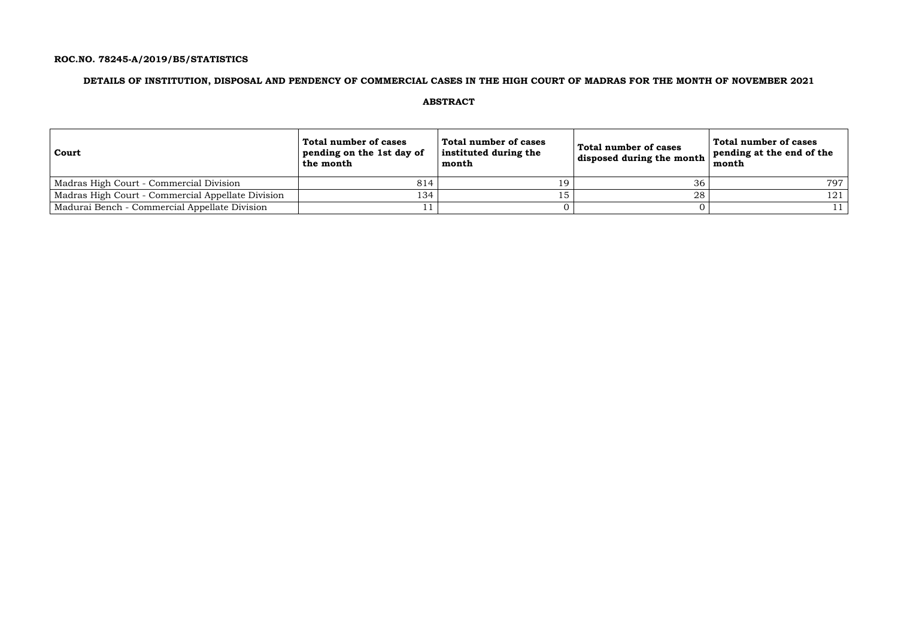**ROC.NO. 78245-A/2019/B5/STATISTICS**

## DETAILS OF INSTITUTION, DISPOSAL AND PENDENCY OF COMMERCIAL CASES IN THE HIGH COURT OF MADRAS FOR THE MONTH OF NOVEMBER 2021

### ABSTRACT

| Court | Total number of cases pending on the 1st day of the month | Total number of cases instituted during the month | Total number of cases disposed during the month | Total number of cases pending at the end of the month |
|---|---|---|---|---|
| Madras High Court - Commercial Division | 814 | 19 | 36 | 797 |
| Madras High Court - Commercial Appellate Division | 134 | 15 | 28 | 121 |
| Madurai Bench - Commercial Appellate Division | 11 | 0 | 0 | 11 |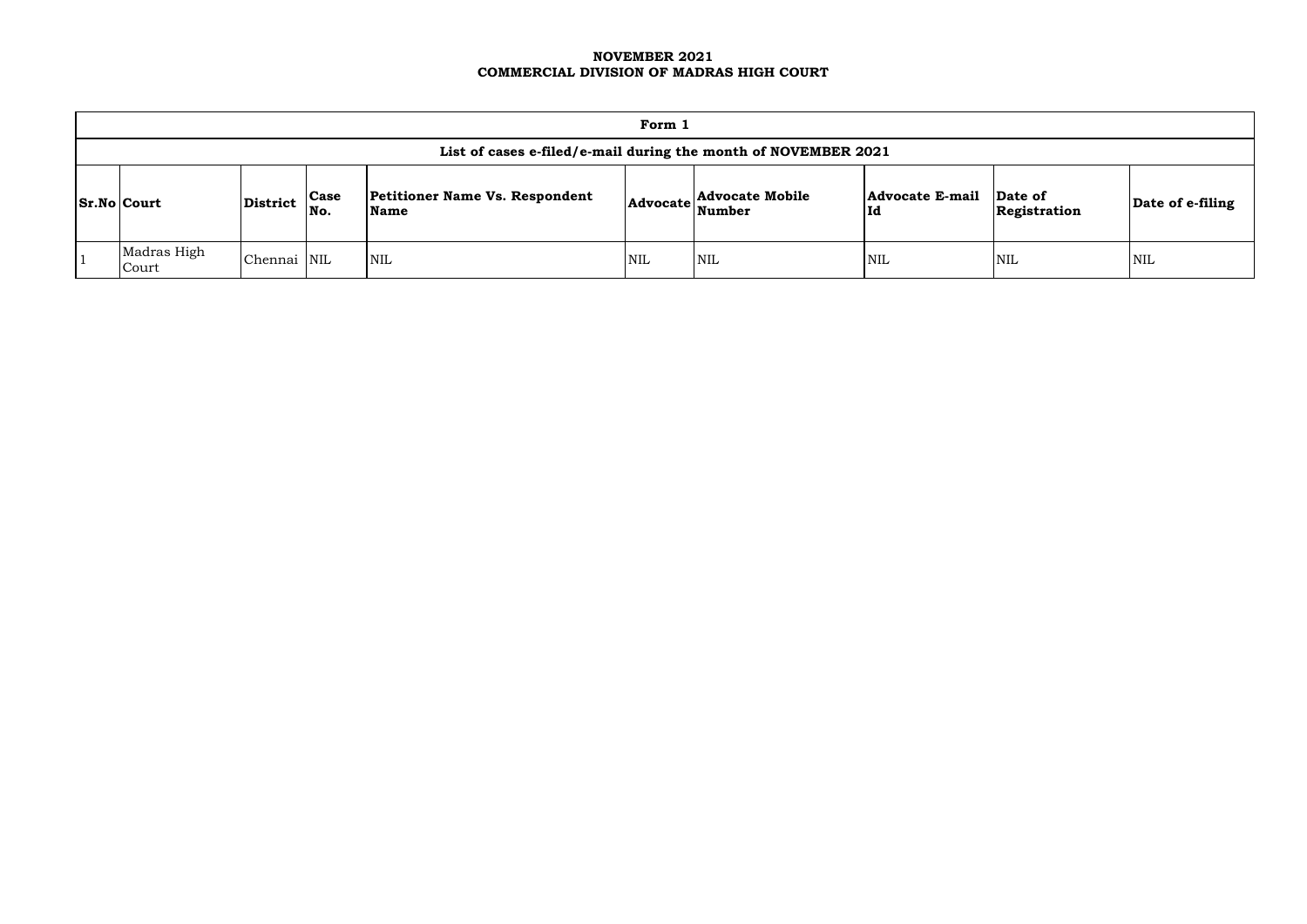**NOVEMBER 2021**
**COMMERCIAL DIVISION OF MADRAS HIGH COURT**

| Form 1 | | | | | | | | | |
|---|---|---|---|---|---|---|---|---|---|
| List of cases e-filed/e-mail during the month of NOVEMBER 2021 | | | | | | | | | |
| **Sr.No** | **Court** | **District** | **Case No.** | **Petitioner Name Vs. Respondent Name** | **Advocate** | **Advocate Mobile Number** | **Advocate E-mail Id** | **Date of Registration** | **Date of e-filing** |
| 1 | Madras High Court | Chennai | NIL | NIL | NIL | NIL | NIL | NIL | NIL |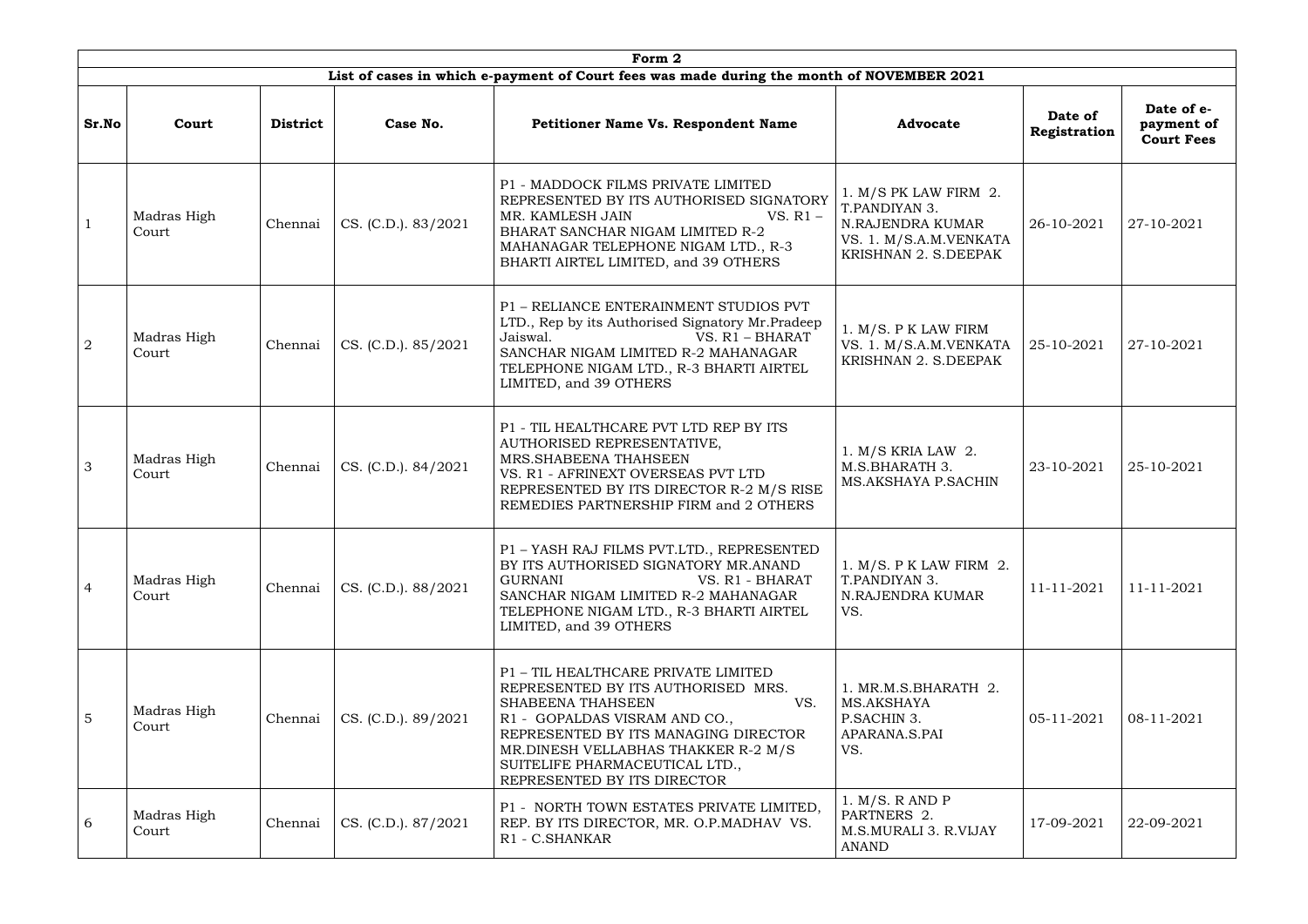| Form 2 | | | | | | | |
|---|---|---|---|---|---|---|---|
| **List of cases in which e-payment of Court fees was made during the month of NOVEMBER 2021** | | | | | | | |
| **Sr.No** | **Court** | **District** | **Case No.** | **Petitioner Name Vs. Respondent Name** | **Advocate** | **Date of Registration** | **Date of e-payment of Court Fees** |
| 1 | Madras High Court | Chennai | CS. (C.D.). 83/2021 | P1 - MADDOCK FILMS PRIVATE LIMITED REPRESENTED BY ITS AUTHORISED SIGNATORY MR. KAMLESH JAIN VS. R1 – BHARAT SANCHAR NIGAM LIMITED R-2 MAHANAGAR TELEPHONE NIGAM LTD., R-3 BHARTI AIRTEL LIMITED, and 39 OTHERS | 1. M/S PK LAW FIRM 2. T.PANDIYAN 3. N.RAJENDRA KUMAR VS. 1. M/S.A.M.VENKATA KRISHNAN 2. S.DEEPAK | 26-10-2021 | 27-10-2021 |
| 2 | Madras High Court | Chennai | CS. (C.D.). 85/2021 | P1 – RELIANCE ENTERAINMENT STUDIOS PVT LTD., Rep by its Authorised Signatory Mr.Pradeep Jaiswal. VS. R1 – BHARAT SANCHAR NIGAM LIMITED R-2 MAHANAGAR TELEPHONE NIGAM LTD., R-3 BHARTI AIRTEL LIMITED, and 39 OTHERS | 1. M/S. P K LAW FIRM VS. 1. M/S.A.M.VENKATA KRISHNAN 2. S.DEEPAK | 25-10-2021 | 27-10-2021 |
| 3 | Madras High Court | Chennai | CS. (C.D.). 84/2021 | P1 - TIL HEALTHCARE PVT LTD REP BY ITS AUTHORISED REPRESENTATIVE, MRS.SHABEENA THAHSEEN VS. R1 - AFRINEXT OVERSEAS PVT LTD REPRESENTED BY ITS DIRECTOR R-2 M/S RISE REMEDIES PARTNERSHIP FIRM and 2 OTHERS | 1. M/S KRIA LAW 2. M.S.BHARATH 3. MS.AKSHAYA P.SACHIN | 23-10-2021 | 25-10-2021 |
| 4 | Madras High Court | Chennai | CS. (C.D.). 88/2021 | P1 – YASH RAJ FILMS PVT.LTD., REPRESENTED BY ITS AUTHORISED SIGNATORY MR.ANAND GURNANI VS. R1 - BHARAT SANCHAR NIGAM LIMITED R-2 MAHANAGAR TELEPHONE NIGAM LTD., R-3 BHARTI AIRTEL LIMITED, and 39 OTHERS | 1. M/S. P K LAW FIRM 2. T.PANDIYAN 3. N.RAJENDRA KUMAR VS. | 11-11-2021 | 11-11-2021 |
| 5 | Madras High Court | Chennai | CS. (C.D.). 89/2021 | P1 – TIL HEALTHCARE PRIVATE LIMITED REPRESENTED BY ITS AUTHORISED MRS. SHABEENA THAHSEEN VS. R1 - GOPALDAS VISRAM AND CO., REPRESENTED BY ITS MANAGING DIRECTOR MR.DINESH VELLABHAS THAKKER R-2 M/S SUITELIFE PHARMACEUTICAL LTD., REPRESENTED BY ITS DIRECTOR | 1. MR.M.S.BHARATH 2. MS.AKSHAYA P.SACHIN 3. APARANA.S.PAI VS. | 05-11-2021 | 08-11-2021 |
| 6 | Madras High Court | Chennai | CS. (C.D.). 87/2021 | P1 - NORTH TOWN ESTATES PRIVATE LIMITED, REP. BY ITS DIRECTOR, MR. O.P.MADHAV VS. R1 - C.SHANKAR | 1. M/S. R AND P PARTNERS 2. M.S.MURALI 3. R.VIJAY ANAND | 17-09-2021 | 22-09-2021 |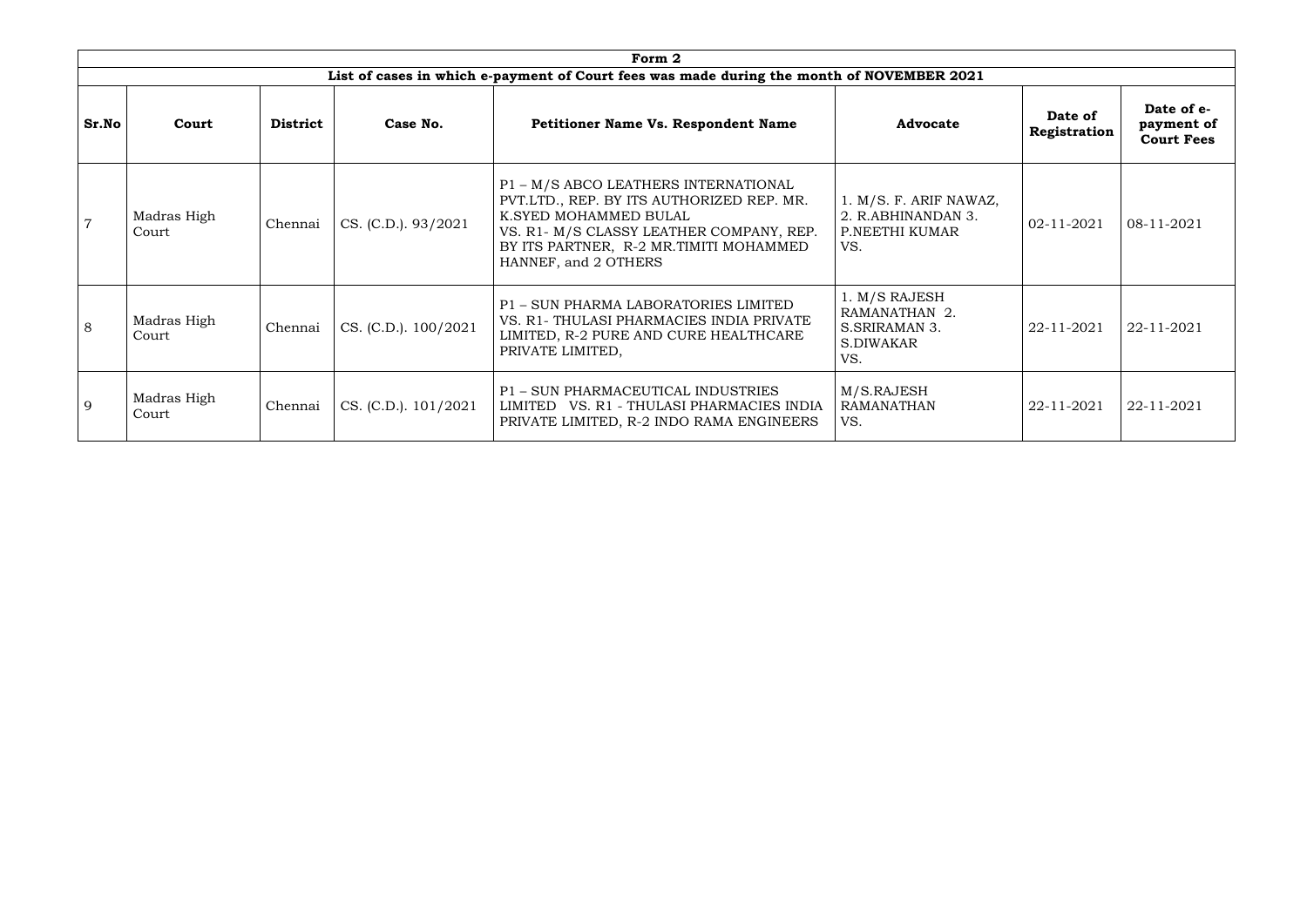| Form 2 | | | | | | | |
|---|---|---|---|---|---|---|---|
| List of cases in which e-payment of Court fees was made during the month of NOVEMBER 2021 | | | | | | | |
| **Sr.No** | **Court** | **District** | **Case No.** | **Petitioner Name Vs. Respondent Name** | **Advocate** | **Date of Registration** | **Date of e-payment of Court Fees** |
| 7 | Madras High Court | Chennai | CS. (C.D.). 93/2021 | P1 – M/S ABCO LEATHERS INTERNATIONAL PVT.LTD., REP. BY ITS AUTHORIZED REP. MR. K.SYED MOHAMMED BULAL VS. R1- M/S CLASSY LEATHER COMPANY, REP. BY ITS PARTNER, R-2 MR.TIMITI MOHAMMED HANNEF, and 2 OTHERS | 1. M/S. F. ARIF NAWAZ, 2. R.ABHINANDAN 3. P.NEETHI KUMAR VS. | 02-11-2021 | 08-11-2021 |
| 8 | Madras High Court | Chennai | CS. (C.D.). 100/2021 | P1 – SUN PHARMA LABORATORIES LIMITED VS. R1- THULASI PHARMACIES INDIA PRIVATE LIMITED, R-2 PURE AND CURE HEALTHCARE PRIVATE LIMITED, | 1. M/S RAJESH RAMANATHAN 2. S.SRIRAMAN 3. S.DIWAKAR VS. | 22-11-2021 | 22-11-2021 |
| 9 | Madras High Court | Chennai | CS. (C.D.). 101/2021 | P1 – SUN PHARMACEUTICAL INDUSTRIES LIMITED VS. R1 - THULASI PHARMACIES INDIA PRIVATE LIMITED, R-2 INDO RAMA ENGINEERS | M/S.RAJESH RAMANATHAN VS. | 22-11-2021 | 22-11-2021 |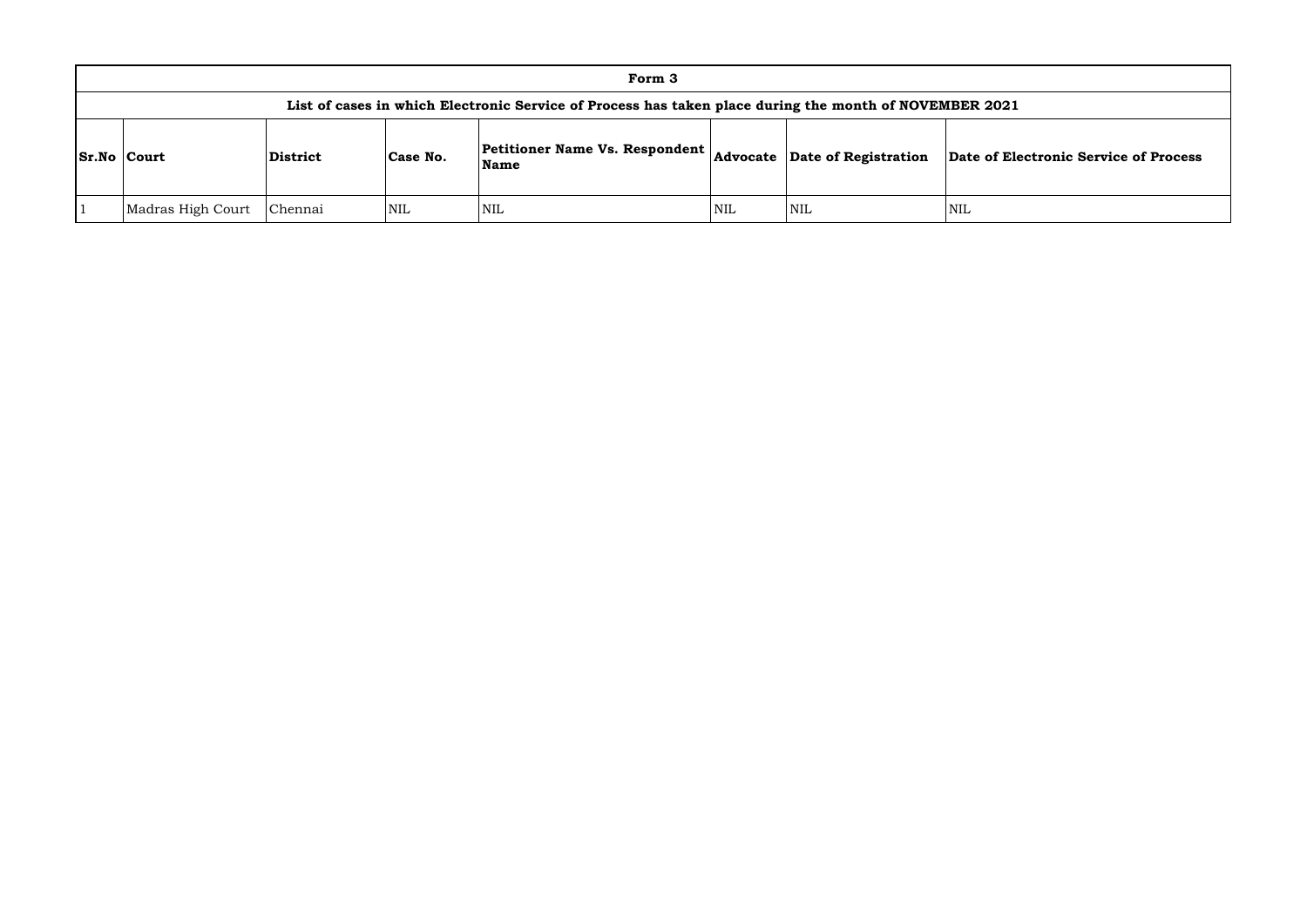**Form 3**

**List of cases in which Electronic Service of Process has taken place during the month of NOVEMBER 2021**

| Sr.No | Court | District | Case No. | Petitioner Name Vs. Respondent Name | Advocate | Date of Registration | Date of Electronic Service of Process |
|---|---|---|---|---|---|---|---|
| 1 | Madras High Court | Chennai | NIL | NIL | NIL | NIL | NIL |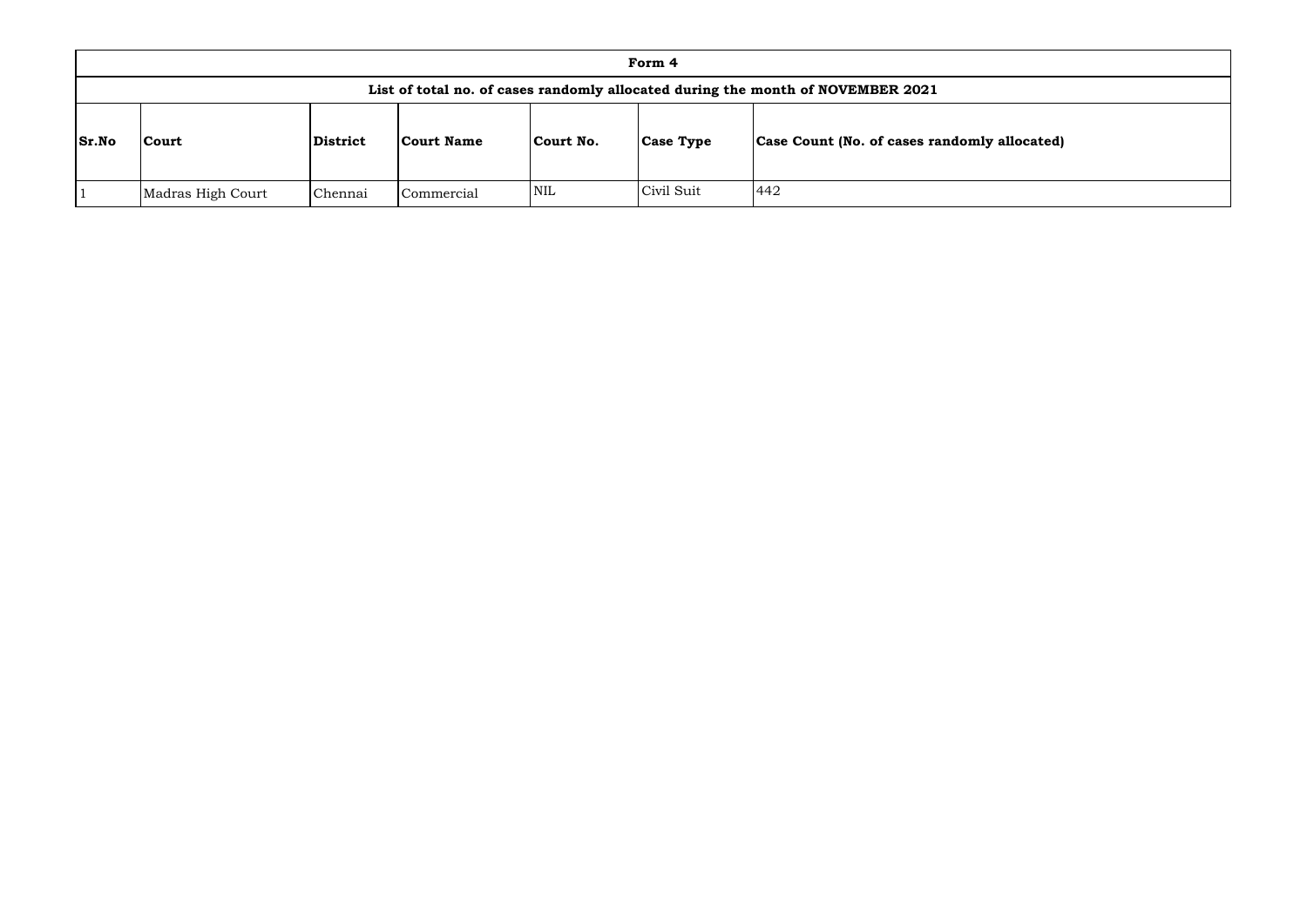| Form 4 | | | | | | |
|---|---|---|---|---|---|---|
| **List of total no. of cases randomly allocated during the month of NOVEMBER 2021** | | | | | | |
| **Sr.No** | **Court** | **District** | **Court Name** | **Court No.** | **Case Type** | **Case Count (No. of cases randomly allocated)** |
| 1 | Madras High Court | Chennai | Commercial | NIL | Civil Suit | 442 |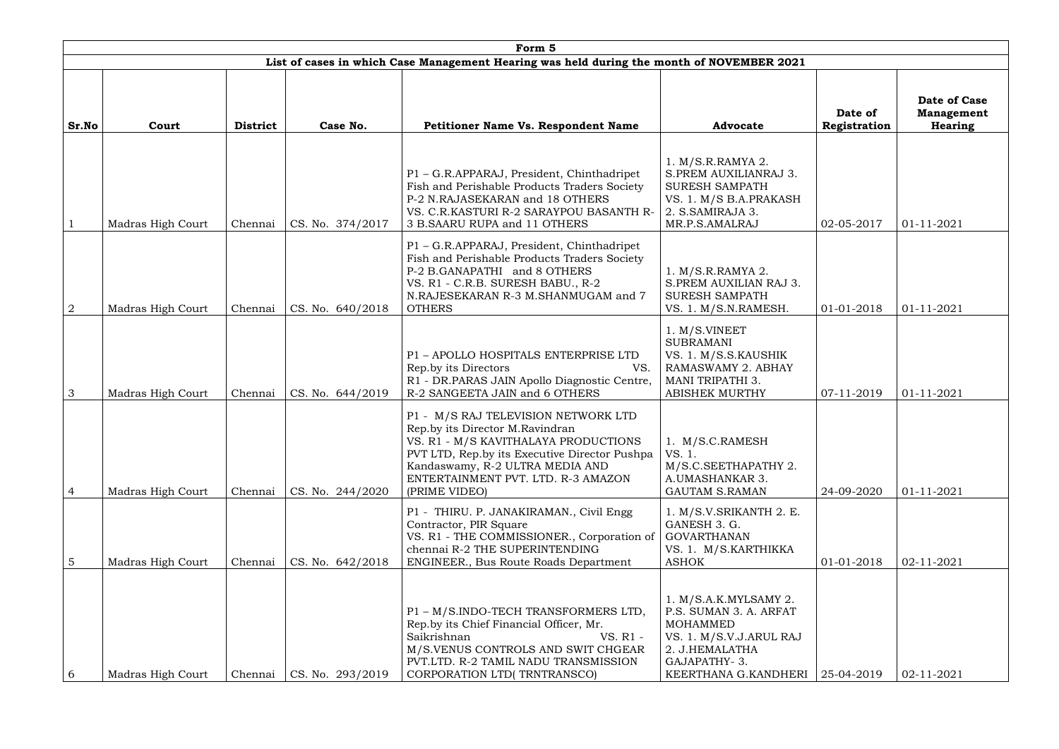**Form 5**

**List of cases in which Case Management Hearing was held during the month of NOVEMBER 2021**

| Sr.No | Court | District | Case No. | Petitioner Name Vs. Respondent Name | Advocate | Date of Registration | Date of Case Management Hearing |
|---|---|---|---|---|---|---|---|
| 1 | Madras High Court | Chennai | CS. No. 374/2017 | P1 – G.R.APPARAJ, President, Chinthadripet Fish and Perishable Products Traders Society P-2 N.RAJASEKARAN and 18 OTHERS VS. C.R.KASTURI R-2 SARAYPOU BASANTH R-3 B.SAARU RUPA and 11 OTHERS | 1. M/S.R.RAMYA 2. S.PREM AUXILIANRAJ 3. SURESH SAMPATH VS. 1. M/S B.A.PRAKASH 2. S.SAMIRAJA 3. MR.P.S.AMALRAJ | 02-05-2017 | 01-11-2021 |
| 2 | Madras High Court | Chennai | CS. No. 640/2018 | P1 – G.R.APPARAJ, President, Chinthadripet Fish and Perishable Products Traders Society P-2 B.GANAPATHI and 8 OTHERS VS. R1 - C.R.B. SURESH BABU., R-2 N.RAJESEKARAN R-3 M.SHANMUGAM and 7 OTHERS | 1. M/S.R.RAMYA 2. S.PREM AUXILIAN RAJ 3. SURESH SAMPATH VS. 1. M/S.N.RAMESH. | 01-01-2018 | 01-11-2021 |
| 3 | Madras High Court | Chennai | CS. No. 644/2019 | P1 – APOLLO HOSPITALS ENTERPRISE LTD Rep.by its Directors VS. R1 - DR.PARAS JAIN Apollo Diagnostic Centre, R-2 SANGEETA JAIN and 6 OTHERS | 1. M/S.VINEET SUBRAMANI VS. 1. M/S.S.KAUSHIK RAMASWAMY 2. ABHAY MANI TRIPATHI 3. ABISHEK MURTHY | 07-11-2019 | 01-11-2021 |
| 4 | Madras High Court | Chennai | CS. No. 244/2020 | P1 - M/S RAJ TELEVISION NETWORK LTD Rep.by its Director M.Ravindran VS. R1 - M/S KAVITHALAYA PRODUCTIONS PVT LTD, Rep.by its Executive Director Pushpa Kandaswamy, R-2 ULTRA MEDIA AND ENTERTAINMENT PVT. LTD. R-3 AMAZON (PRIME VIDEO) | 1. M/S.C.RAMESH VS. 1. M/S.C.SEETHAPATHY 2. A.UMASHANKAR 3. GAUTAM S.RAMAN | 24-09-2020 | 01-11-2021 |
| 5 | Madras High Court | Chennai | CS. No. 642/2018 | P1 - THIRU. P. JANAKIRAMAN., Civil Engg Contractor, PIR Square VS. R1 - THE COMMISSIONER., Corporation of chennai R-2 THE SUPERINTENDING ENGINEER., Bus Route Roads Department | 1. M/S.V.SRIKANTH 2. E. GANESH 3. G. GOVARTHANAN VS. 1. M/S.KARTHIKKA ASHOK | 01-01-2018 | 02-11-2021 |
| 6 | Madras High Court | Chennai | CS. No. 293/2019 | P1 – M/S.INDO-TECH TRANSFORMERS LTD, Rep.by its Chief Financial Officer, Mr. Saikrishnan VS. R1 - M/S.VENUS CONTROLS AND SWIT CHGEAR PVT.LTD. R-2 TAMIL NADU TRANSMISSION CORPORATION LTD( TRNTRANSCO) | 1. M/S.A.K.MYLSAMY 2. P.S. SUMAN 3. A. ARFAT MOHAMMED VS. 1. M/S.V.J.ARUL RAJ 2. J.HEMALATHA GAJAPATHY- 3. KEERTHANA G.KANDHERI | 25-04-2019 | 02-11-2021 |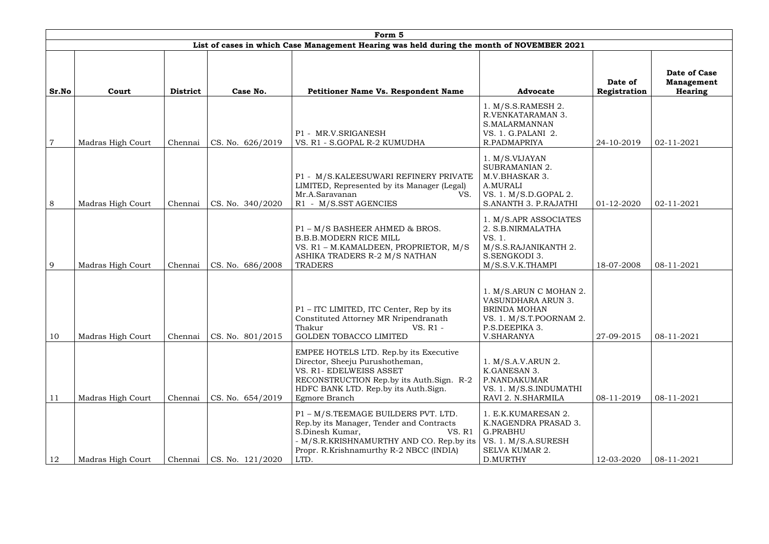| Form 5 | | | | | | | |
|---|---|---|---|---|---|---|---|
| **List of cases in which Case Management Hearing was held during the month of NOVEMBER 2021** | | | | | | | |
| **Sr.No** | **Court** | **District** | **Case No.** | **Petitioner Name Vs. Respondent Name** | **Advocate** | **Date of Registration** | **Date of Case Management Hearing** |
| 7 | Madras High Court | Chennai | CS. No. 626/2019 | P1 - MR.V.SRIGANESH VS. R1 - S.GOPAL R-2 KUMUDHA | 1. M/S.S.RAMESH 2. R.VENKATARAMAN 3. S.MALARMANNAN VS. 1. G.PALANI 2. R.PADMAPRIYA | 24-10-2019 | 02-11-2021 |
| 8 | Madras High Court | Chennai | CS. No. 340/2020 | P1 - M/S.KALEESUWARI REFINERY PRIVATE LIMITED, Represented by its Manager (Legal) Mr.A.Saravanan VS. R1 - M/S.SST AGENCIES | 1. M/S.VIJAYAN SUBRAMANIAN 2. M.V.BHASKAR 3. A.MURALI VS. 1. M/S.D.GOPAL 2. S.ANANTH 3. P.RAJATHI | 01-12-2020 | 02-11-2021 |
| 9 | Madras High Court | Chennai | CS. No. 686/2008 | P1 – M/S BASHEER AHMED & BROS. B.B.B.MODERN RICE MILL VS. R1 – M.KAMALDEEN, PROPRIETOR, M/S ASHIKA TRADERS R-2 M/S NATHAN TRADERS | 1. M/S.APR ASSOCIATES 2. S.B.NIRMALATHA VS. 1. M/S.S.RAJANIKANTH 2. S.SENGKODI 3. M/S.S.V.K.THAMPI | 18-07-2008 | 08-11-2021 |
| 10 | Madras High Court | Chennai | CS. No. 801/2015 | P1 – ITC LIMITED, ITC Center, Rep by its Constituted Attorney MR Nripendranath Thakur VS. R1 - GOLDEN TOBACCO LIMITED | 1. M/S.ARUN C MOHAN 2. VASUNDHARA ARUN 3. BRINDA MOHAN VS. 1. M/S.T.POORNAM 2. P.S.DEEPIKA 3. V.SHARANYA | 27-09-2015 | 08-11-2021 |
| 11 | Madras High Court | Chennai | CS. No. 654/2019 | EMPEE HOTELS LTD. Rep.by its Executive Director, Sheeju Purushotheman, VS. R1- EDELWEISS ASSET RECONSTRUCTION Rep.by its Auth.Sign. R-2 HDFC BANK LTD. Rep.by its Auth.Sign. Egmore Branch | 1. M/S.A.V.ARUN 2. K.GANESAN 3. P.NANDAKUMAR VS. 1. M/S.S.INDUMATHI RAVI 2. N.SHARMILA | 08-11-2019 | 08-11-2021 |
| 12 | Madras High Court | Chennai | CS. No. 121/2020 | P1 – M/S.TEEMAGE BUILDERS PVT. LTD. Rep.by its Manager, Tender and Contracts S.Dinesh Kumar, VS. R1 - M/S.R.KRISHNAMURTHY AND CO. Rep.by its Propr. R.Krishnamurthy R-2 NBCC (INDIA) LTD. | 1. E.K.KUMARESAN 2. K.NAGENDRA PRASAD 3. G.PRABHU VS. 1. M/S.A.SURESH SELVA KUMAR 2. D.MURTHY | 12-03-2020 | 08-11-2021 |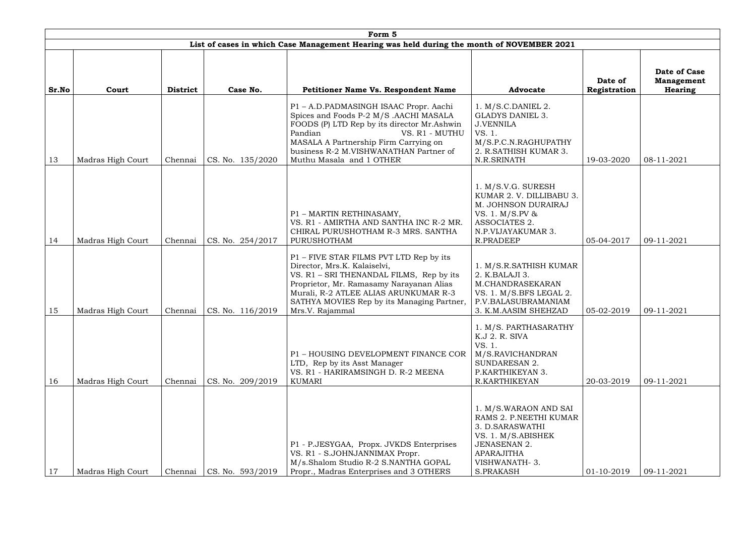| Form 5 | | | | | | | |
|---|---|---|---|---|---|---|---|
| **List of cases in which Case Management Hearing was held during the month of NOVEMBER 2021** | | | | | | | |
| **Sr.No** | **Court** | **District** | **Case No.** | **Petitioner Name Vs. Respondent Name** | **Advocate** | **Date of Registration** | **Date of Case Management Hearing** |
| 13 | Madras High Court | Chennai | CS. No. 135/2020 | P1 – A.D.PADMASINGH ISAAC Propr. Aachi Spices and Foods P-2 M/S .AACHI MASALA FOODS (P) LTD Rep by its director Mr.Ashwin Pandian VS. R1 - MUTHU MASALA A Partnership Firm Carrying on business R-2 M.VISHWANATHAN Partner of Muthu Masala and 1 OTHER | 1. M/S.C.DANIEL 2. GLADYS DANIEL 3. J.VENNILA VS. 1. M/S.P.C.N.RAGHUPATHY 2. R.SATHISH KUMAR 3. N.R.SRINATH | 19-03-2020 | 08-11-2021 |
| 14 | Madras High Court | Chennai | CS. No. 254/2017 | P1 – MARTIN RETHINASAMY, VS. R1 - AMIRTHA AND SANTHA INC R-2 MR. CHIRAL PURUSHOTHAM R-3 MRS. SANTHA PURUSHOTHAM | 1. M/S.V.G. SURESH KUMAR 2. V. DILLIBABU 3. M. JOHNSON DURAIRAJ VS. 1. M/S.PV & ASSOCIATES 2. N.P.VIJAYAKUMAR 3. R.PRADEEP | 05-04-2017 | 09-11-2021 |
| 15 | Madras High Court | Chennai | CS. No. 116/2019 | P1 – FIVE STAR FILMS PVT LTD Rep by its Director, Mrs.K. Kalaiselvi, VS. R1 – SRI THENANDAL FILMS, Rep by its Proprietor, Mr. Ramasamy Narayanan Alias Murali, R-2 ATLEE ALIAS ARUNKUMAR R-3 SATHYA MOVIES Rep by its Managing Partner, Mrs.V. Rajammal | 1. M/S.R.SATHISH KUMAR 2. K.BALAJI 3. M.CHANDRASEKARAN VS. 1. M/S.BFS LEGAL 2. P.V.BALASUBRAMANIAM 3. K.M.AASIM SHEHZAD | 05-02-2019 | 09-11-2021 |
| 16 | Madras High Court | Chennai | CS. No. 209/2019 | P1 – HOUSING DEVELOPMENT FINANCE COR LTD, Rep by its Asst Manager VS. R1 - HARIRAMSINGH D. R-2 MEENA KUMARI | 1. M/S. PARTHASARATHY K.J 2. R. SIVA VS. 1. M/S.RAVICHANDRAN SUNDARESAN 2. P.KARTHIKEYAN 3. R.KARTHIKEYAN | 20-03-2019 | 09-11-2021 |
| 17 | Madras High Court | Chennai | CS. No. 593/2019 | P1 - P.JESYGAA, Propx. JVKDS Enterprises VS. R1 - S.JOHNJANNIMAX Propr. M/s.Shalom Studio R-2 S.NANTHA GOPAL Propr., Madras Enterprises and 3 OTHERS | 1. M/S.WARAON AND SAI RAMS 2. P.NEETHI KUMAR 3. D.SARASWATHI VS. 1. M/S.ABISHEK JENASENAN 2. APARAJITHA VISHWANATH- 3. S.PRAKASH | 01-10-2019 | 09-11-2021 |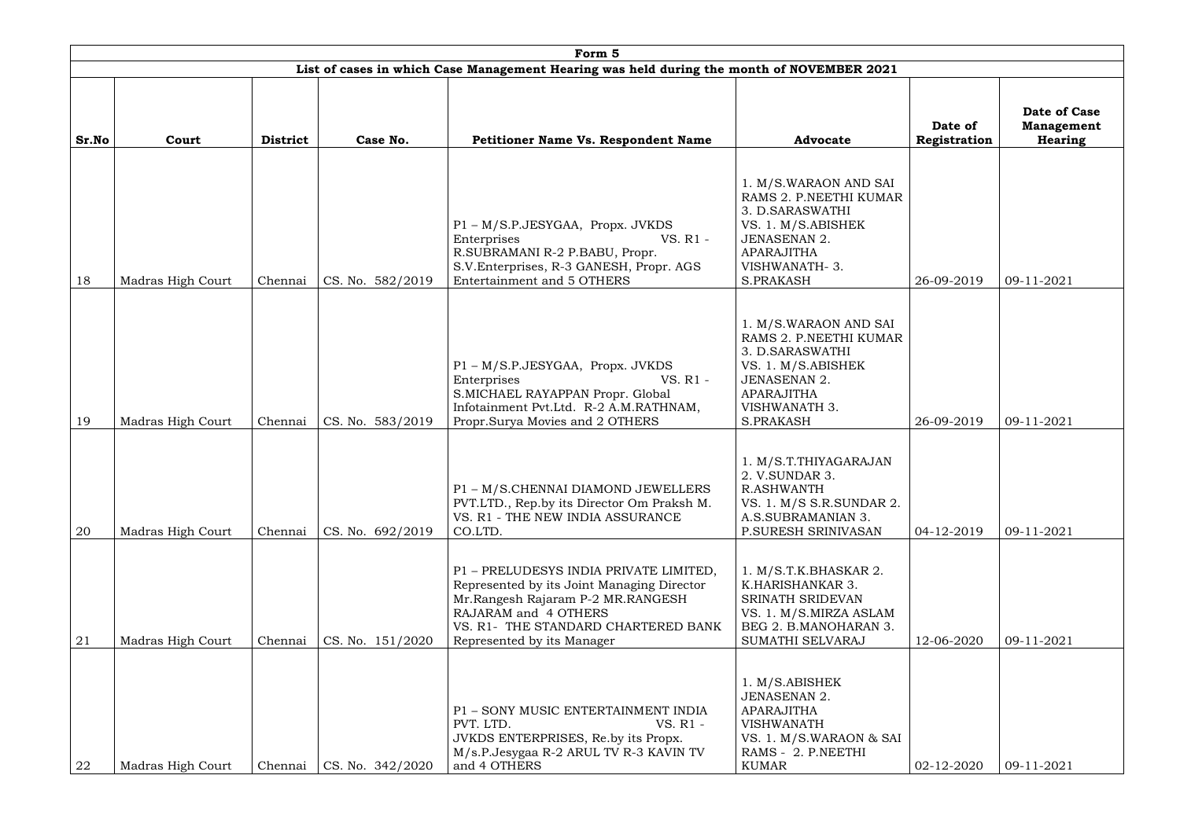| Form 5 | | | | | | | |
|---|---|---|---|---|---|---|---|
| **List of cases in which Case Management Hearing was held during the month of NOVEMBER 2021** | | | | | | | |
| **Sr.No** | **Court** | **District** | **Case No.** | **Petitioner Name Vs. Respondent Name** | **Advocate** | **Date of Registration** | **Date of Case Management Hearing** |
| 18 | Madras High Court | Chennai | CS. No. 582/2019 | P1 – M/S.P.JESYGAA, Propx. JVKDS Enterprises VS. R1 - R.SUBRAMANI R-2 P.BABU, Propr. S.V.Enterprises, R-3 GANESH, Propr. AGS Entertainment and 5 OTHERS | 1. M/S.WARAON AND SAI RAMS 2. P.NEETHI KUMAR 3. D.SARASWATHI VS. 1. M/S.ABISHEK JENASENAN 2. APARAJITHA VISHWANATH- 3. S.PRAKASH | 26-09-2019 | 09-11-2021 |
| 19 | Madras High Court | Chennai | CS. No. 583/2019 | P1 – M/S.P.JESYGAA, Propx. JVKDS Enterprises VS. R1 - S.MICHAEL RAYAPPAN Propr. Global Infotainment Pvt.Ltd. R-2 A.M.RATHNAM, Propr.Surya Movies and 2 OTHERS | 1. M/S.WARAON AND SAI RAMS 2. P.NEETHI KUMAR 3. D.SARASWATHI VS. 1. M/S.ABISHEK JENASENAN 2. APARAJITHA VISHWANATH 3. S.PRAKASH | 26-09-2019 | 09-11-2021 |
| 20 | Madras High Court | Chennai | CS. No. 692/2019 | P1 – M/S.CHENNAI DIAMOND JEWELLERS PVT.LTD., Rep.by its Director Om Praksh M. VS. R1 - THE NEW INDIA ASSURANCE CO.LTD. | 1. M/S.T.THIYAGARAJAN 2. V.SUNDAR 3. R.ASHWANTH VS. 1. M/S S.R.SUNDAR 2. A.S.SUBRAMANIAN 3. P.SURESH SRINIVASAN | 04-12-2019 | 09-11-2021 |
| 21 | Madras High Court | Chennai | CS. No. 151/2020 | P1 – PRELUDESYS INDIA PRIVATE LIMITED, Represented by its Joint Managing Director Mr.Rangesh Rajaram P-2 MR.RANGESH RAJARAM and 4 OTHERS VS. R1- THE STANDARD CHARTERED BANK Represented by its Manager | 1. M/S.T.K.BHASKAR 2. K.HARISHANKAR 3. SRINATH SRIDEVAN VS. 1. M/S.MIRZA ASLAM BEG 2. B.MANOHARAN 3. SUMATHI SELVARAJ | 12-06-2020 | 09-11-2021 |
| 22 | Madras High Court | Chennai | CS. No. 342/2020 | P1 – SONY MUSIC ENTERTAINMENT INDIA PVT. LTD. VS. R1 - JVKDS ENTERPRISES, Re.by its Propx. M/s.P.Jesygaa R-2 ARUL TV R-3 KAVIN TV and 4 OTHERS | 1. M/S.ABISHEK JENASENAN 2. APARAJITHA VISHWANATH VS. 1. M/S.WARAON & SAI RAMS - 2. P.NEETHI KUMAR | 02-12-2020 | 09-11-2021 |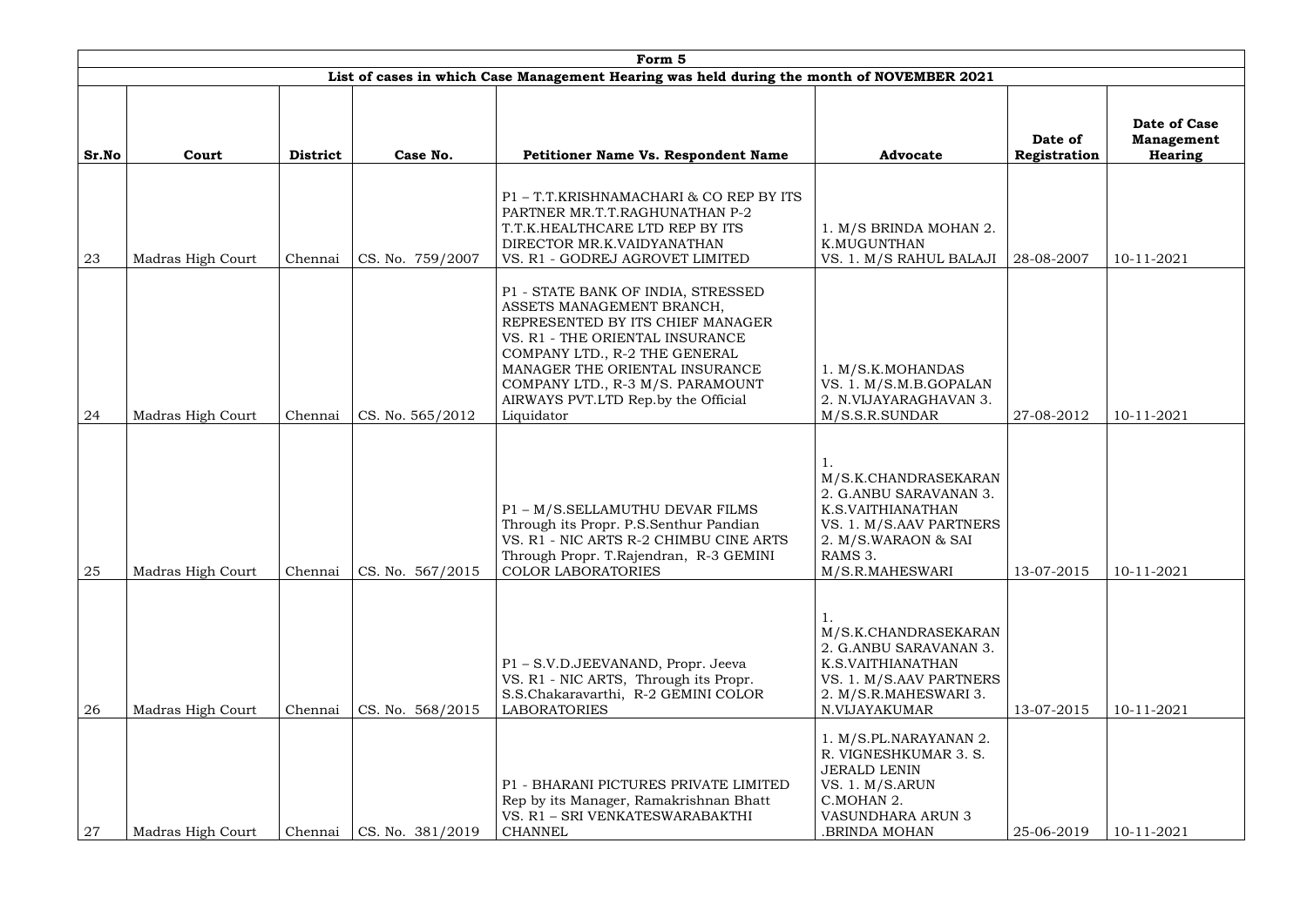| Form 5 | | | | | | | |
|---|---|---|---|---|---|---|---|
| **List of cases in which Case Management Hearing was held during the month of NOVEMBER 2021** | | | | | | | |
| **Sr.No** | **Court** | **District** | **Case No.** | **Petitioner Name Vs. Respondent Name** | **Advocate** | **Date of Registration** | **Date of Case Management Hearing** |
| 23 | Madras High Court | Chennai | CS. No. 759/2007 | P1 – T.T.KRISHNAMACHARI & CO REP BY ITS PARTNER MR.T.T.RAGHUNATHAN P-2 T.T.K.HEALTHCARE LTD REP BY ITS DIRECTOR MR.K.VAIDYANATHAN VS. R1 - GODREJ AGROVET LIMITED | 1. M/S BRINDA MOHAN 2. K.MUGUNTHAN VS. 1. M/S RAHUL BALAJI | 28-08-2007 | 10-11-2021 |
| 24 | Madras High Court | Chennai | CS. No. 565/2012 | P1 - STATE BANK OF INDIA, STRESSED ASSETS MANAGEMENT BRANCH, REPRESENTED BY ITS CHIEF MANAGER VS. R1 - THE ORIENTAL INSURANCE COMPANY LTD., R-2 THE GENERAL MANAGER THE ORIENTAL INSURANCE COMPANY LTD., R-3 M/S. PARAMOUNT AIRWAYS PVT.LTD Rep.by the Official Liquidator | 1. M/S.K.MOHANDAS VS. 1. M/S.M.B.GOPALAN 2. N.VIJAYARAGHAVAN 3. M/S.S.R.SUNDAR | 27-08-2012 | 10-11-2021 |
| 25 | Madras High Court | Chennai | CS. No. 567/2015 | P1 – M/S.SELLAMUTHU DEVAR FILMS Through its Propr. P.S.Senthur Pandian VS. R1 - NIC ARTS R-2 CHIMBU CINE ARTS Through Propr. T.Rajendran, R-3 GEMINI COLOR LABORATORIES | 1. M/S.K.CHANDRASEKARAN 2. G.ANBU SARAVANAN 3. K.S.VAITHIANATHAN VS. 1. M/S.AAV PARTNERS 2. M/S.WARAON & SAI RAMS 3. M/S.R.MAHESWARI | 13-07-2015 | 10-11-2021 |
| 26 | Madras High Court | Chennai | CS. No. 568/2015 | P1 – S.V.D.JEEVANAND, Propr. Jeeva VS. R1 - NIC ARTS, Through its Propr. S.S.Chakaravarthi, R-2 GEMINI COLOR LABORATORIES | 1. M/S.K.CHANDRASEKARAN 2. G.ANBU SARAVANAN 3. K.S.VAITHIANATHAN VS. 1. M/S.AAV PARTNERS 2. M/S.R.MAHESWARI 3. N.VIJAYAKUMAR | 13-07-2015 | 10-11-2021 |
| 27 | Madras High Court | Chennai | CS. No. 381/2019 | P1 - BHARANI PICTURES PRIVATE LIMITED Rep by its Manager, Ramakrishnan Bhatt VS. R1 – SRI VENKATESWARABAKTHI CHANNEL | 1. M/S.PL.NARAYANAN 2. R. VIGNESHKUMAR 3. S. JERALD LENIN VS. 1. M/S.ARUN C.MOHAN 2. VASUNDHARA ARUN 3 .BRINDA MOHAN | 25-06-2019 | 10-11-2021 |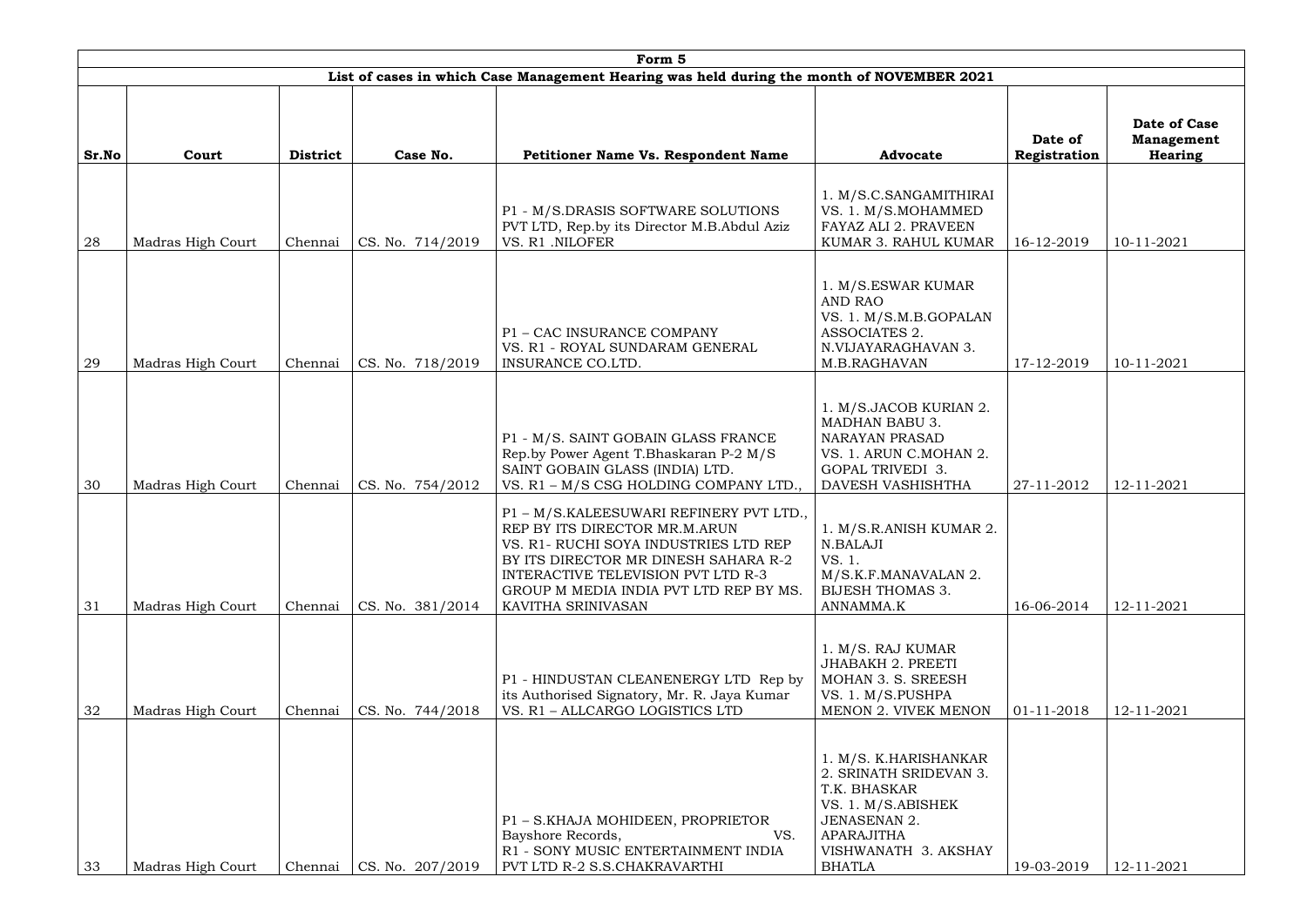| Form 5 | | | | | | | |
|---|---|---|---|---|---|---|---|
| List of cases in which Case Management Hearing was held during the month of NOVEMBER 2021 | | | | | | | |
| **Sr.No** | **Court** | **District** | **Case No.** | **Petitioner Name Vs. Respondent Name** | **Advocate** | **Date of Registration** | **Date of Case Management Hearing** |
| 28 | Madras High Court | Chennai | CS. No. 714/2019 | P1 - M/S.DRASIS SOFTWARE SOLUTIONS PVT LTD, Rep.by its Director M.B.Abdul Aziz VS. R1 .NILOFER | 1. M/S.C.SANGAMITHIRAI VS. 1. M/S.MOHAMMED FAYAZ ALI 2. PRAVEEN KUMAR 3. RAHUL KUMAR | 16-12-2019 | 10-11-2021 |
| 29 | Madras High Court | Chennai | CS. No. 718/2019 | P1 – CAC INSURANCE COMPANY VS. R1 - ROYAL SUNDARAM GENERAL INSURANCE CO.LTD. | 1. M/S.ESWAR KUMAR AND RAO VS. 1. M/S.M.B.GOPALAN ASSOCIATES 2. N.VIJAYARAGHAVAN 3. M.B.RAGHAVAN | 17-12-2019 | 10-11-2021 |
| 30 | Madras High Court | Chennai | CS. No. 754/2012 | P1 - M/S. SAINT GOBAIN GLASS FRANCE Rep.by Power Agent T.Bhaskaran P-2 M/S SAINT GOBAIN GLASS (INDIA) LTD. VS. R1 – M/S CSG HOLDING COMPANY LTD., | 1. M/S.JACOB KURIAN 2. MADHAN BABU 3. NARAYAN PRASAD VS. 1. ARUN C.MOHAN 2. GOPAL TRIVEDI 3. DAVESH VASHISHTHA | 27-11-2012 | 12-11-2021 |
| 31 | Madras High Court | Chennai | CS. No. 381/2014 | P1 – M/S.KALEESUWARI REFINERY PVT LTD., REP BY ITS DIRECTOR MR.M.ARUN VS. R1- RUCHI SOYA INDUSTRIES LTD REP BY ITS DIRECTOR MR DINESH SAHARA R-2 INTERACTIVE TELEVISION PVT LTD R-3 GROUP M MEDIA INDIA PVT LTD REP BY MS. KAVITHA SRINIVASAN | 1. M/S.R.ANISH KUMAR 2. N.BALAJI VS. 1. M/S.K.F.MANAVALAN 2. BIJESH THOMAS 3. ANNAMMA.K | 16-06-2014 | 12-11-2021 |
| 32 | Madras High Court | Chennai | CS. No. 744/2018 | P1 - HINDUSTAN CLEANENERGY LTD Rep by its Authorised Signatory, Mr. R. Jaya Kumar VS. R1 – ALLCARGO LOGISTICS LTD | 1. M/S. RAJ KUMAR JHABAKH 2. PREETI MOHAN 3. S. SREESH VS. 1. M/S.PUSHPA MENON 2. VIVEK MENON | 01-11-2018 | 12-11-2021 |
| 33 | Madras High Court | Chennai | CS. No. 207/2019 | P1 – S.KHAJA MOHIDEEN, PROPRIETOR Bayshore Records, VS. R1 - SONY MUSIC ENTERTAINMENT INDIA PVT LTD R-2 S.S.CHAKRAVARTHI | 1. M/S. K.HARISHANKAR 2. SRINATH SRIDEVAN 3. T.K. BHASKAR VS. 1. M/S.ABISHEK JENASENAN 2. APARAJITHA VISHWANATH 3. AKSHAY BHATLA | 19-03-2019 | 12-11-2021 |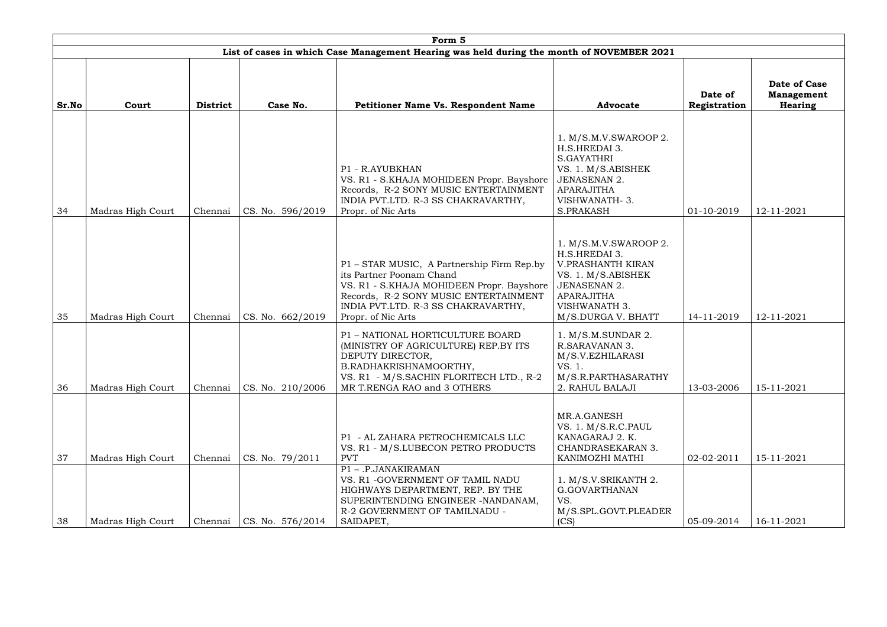| Form 5 | | | | | | | |
|---|---|---|---|---|---|---|---|
| **List of cases in which Case Management Hearing was held during the month of NOVEMBER 2021** | | | | | | | |
| **Sr.No** | **Court** | **District** | **Case No.** | **Petitioner Name Vs. Respondent Name** | **Advocate** | **Date of Registration** | **Date of Case Management Hearing** |
| 34 | Madras High Court | Chennai | CS. No. 596/2019 | P1 - R.AYUBKHAN VS. R1 - S.KHAJA MOHIDEEN Propr. Bayshore Records, R-2 SONY MUSIC ENTERTAINMENT INDIA PVT.LTD. R-3 SS CHAKRAVARTHY, Propr. of Nic Arts | 1. M/S.M.V.SWAROOP 2. H.S.HREDAI 3. S.GAYATHRI VS. 1. M/S.ABISHEK JENASENAN 2. APARAJITHA VISHWANATH- 3. S.PRAKASH | 01-10-2019 | 12-11-2021 |
| 35 | Madras High Court | Chennai | CS. No. 662/2019 | P1 – STAR MUSIC, A Partnership Firm Rep.by its Partner Poonam Chand VS. R1 - S.KHAJA MOHIDEEN Propr. Bayshore Records, R-2 SONY MUSIC ENTERTAINMENT INDIA PVT.LTD. R-3 SS CHAKRAVARTHY, Propr. of Nic Arts | 1. M/S.M.V.SWAROOP 2. H.S.HREDAI 3. V.PRASHANTH KIRAN VS. 1. M/S.ABISHEK JENASENAN 2. APARAJITHA VISHWANATH 3. M/S.DURGA V. BHATT | 14-11-2019 | 12-11-2021 |
| 36 | Madras High Court | Chennai | CS. No. 210/2006 | P1 – NATIONAL HORTICULTURE BOARD (MINISTRY OF AGRICULTURE) REP.BY ITS DEPUTY DIRECTOR, B.RADHAKRISHNAMOORTHY, VS. R1 - M/S.SACHIN FLORITECH LTD., R-2 MR T.RENGA RAO and 3 OTHERS | 1. M/S.M.SUNDAR 2. R.SARAVANAN 3. M/S.V.EZHILARASI VS. 1. M/S.R.PARTHASARATHY 2. RAHUL BALAJI | 13-03-2006 | 15-11-2021 |
| 37 | Madras High Court | Chennai | CS. No. 79/2011 | P1 - AL ZAHARA PETROCHEMICALS LLC VS. R1 - M/S.LUBECON PETRO PRODUCTS PVT | MR.A.GANESH VS. 1. M/S.R.C.PAUL KANAGARAJ 2. K. CHANDRASEKARAN 3. KANIMOZHI MATHI | 02-02-2011 | 15-11-2021 |
| 38 | Madras High Court | Chennai | CS. No. 576/2014 | P1 – .P.JANAKIRAMAN VS. R1 -GOVERNMENT OF TAMIL NADU HIGHWAYS DEPARTMENT, REP. BY THE SUPERINTENDING ENGINEER -NANDANAM, R-2 GOVERNMENT OF TAMILNADU - SAIDAPET, | 1. M/S.V.SRIKANTH 2. G.GOVARTHANAN VS. M/S.SPL.GOVT.PLEADER (CS) | 05-09-2014 | 16-11-2021 |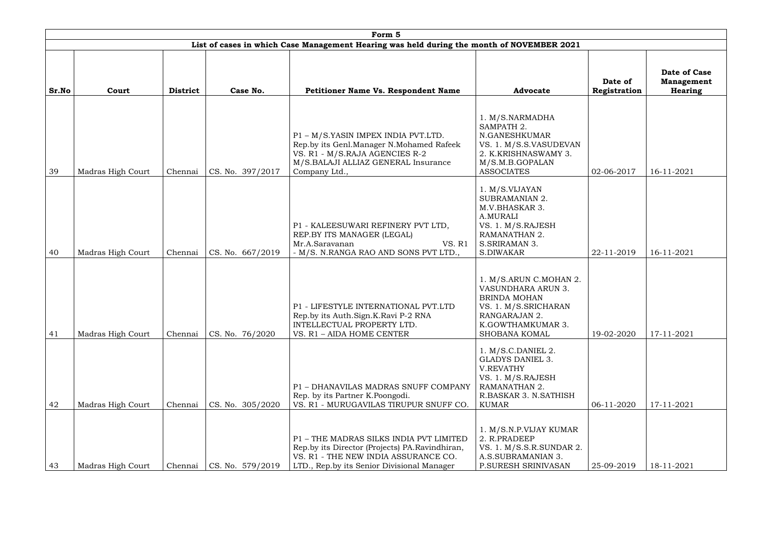| Form 5 | | | | | | | |
|---|---|---|---|---|---|---|---|
| **List of cases in which Case Management Hearing was held during the month of NOVEMBER 2021** | | | | | | | |
| **Sr.No** | **Court** | **District** | **Case No.** | **Petitioner Name Vs. Respondent Name** | **Advocate** | **Date of Registration** | **Date of Case Management Hearing** |
| 39 | Madras High Court | Chennai | CS. No. 397/2017 | P1 – M/S.YASIN IMPEX INDIA PVT.LTD. Rep.by its Genl.Manager N.Mohamed Rafeek VS. R1 - M/S.RAJA AGENCIES R-2 M/S.BALAJI ALLIAZ GENERAL Insurance Company Ltd., | 1. M/S.NARMADHA SAMPATH 2. N.GANESHKUMAR VS. 1. M/S.S.VASUDEVAN 2. K.KRISHNASWAMY 3. M/S.M.B.GOPALAN ASSOCIATES | 02-06-2017 | 16-11-2021 |
| 40 | Madras High Court | Chennai | CS. No. 667/2019 | P1 - KALEESUWARI REFINERY PVT LTD, REP.BY ITS MANAGER (LEGAL) Mr.A.Saravanan VS. R1 - M/S. N.RANGA RAO AND SONS PVT LTD., | 1. M/S.VIJAYAN SUBRAMANIAN 2. M.V.BHASKAR 3. A.MURALI VS. 1. M/S.RAJESH RAMANATHAN 2. S.SRIRAMAN 3. S.DIWAKAR | 22-11-2019 | 16-11-2021 |
| 41 | Madras High Court | Chennai | CS. No. 76/2020 | P1 - LIFESTYLE INTERNATIONAL PVT.LTD Rep.by its Auth.Sign.K.Ravi P-2 RNA INTELLECTUAL PROPERTY LTD. VS. R1 – AIDA HOME CENTER | 1. M/S.ARUN C.MOHAN 2. VASUNDHARA ARUN 3. BRINDA MOHAN VS. 1. M/S.SRICHARAN RANGARAJAN 2. K.GOWTHAMKUMAR 3. SHOBANA KOMAL | 19-02-2020 | 17-11-2021 |
| 42 | Madras High Court | Chennai | CS. No. 305/2020 | P1 – DHANAVILAS MADRAS SNUFF COMPANY Rep. by its Partner K.Poongodi. VS. R1 - MURUGAVILAS TIRUPUR SNUFF CO. | 1. M/S.C.DANIEL 2. GLADYS DANIEL 3. V.REVATHY VS. 1. M/S.RAJESH RAMANATHAN 2. R.BASKAR 3. N.SATHISH KUMAR | 06-11-2020 | 17-11-2021 |
| 43 | Madras High Court | Chennai | CS. No. 579/2019 | P1 – THE MADRAS SILKS INDIA PVT LIMITED Rep.by its Director (Projects) PA.Ravindhiran, VS. R1 - THE NEW INDIA ASSURANCE CO. LTD., Rep.by its Senior Divisional Manager | 1. M/S.N.P.VIJAY KUMAR 2. R.PRADEEP VS. 1. M/S.S.R.SUNDAR 2. A.S.SUBRAMANIAN 3. P.SURESH SRINIVASAN | 25-09-2019 | 18-11-2021 |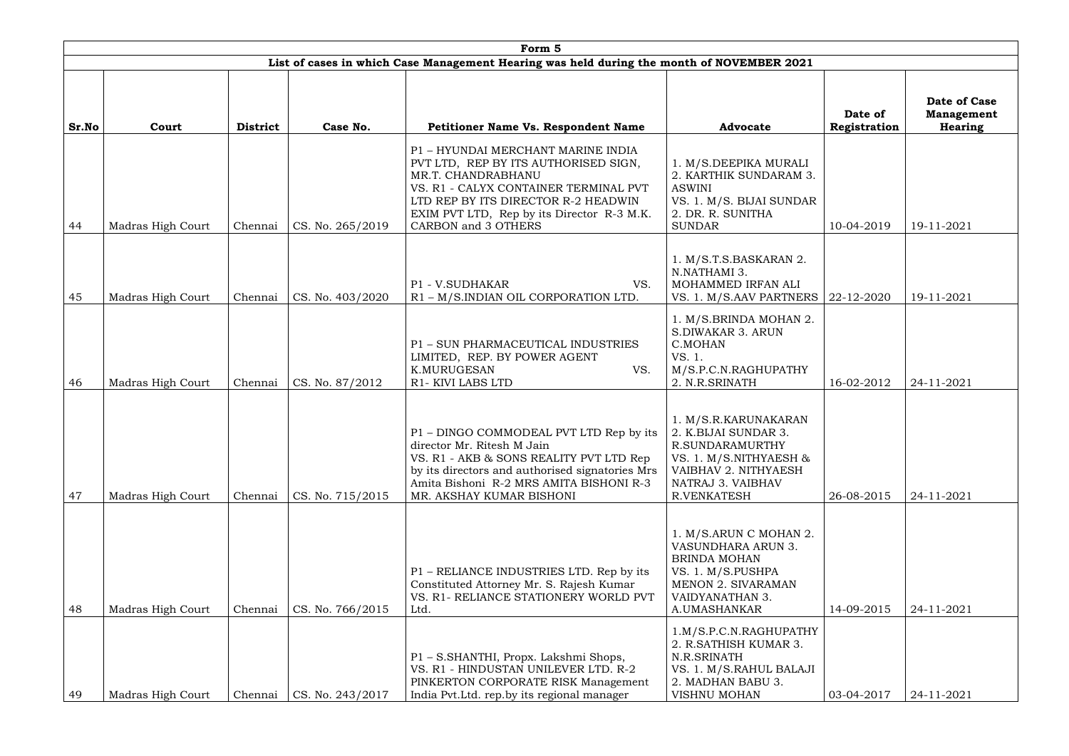| Form 5 | | | | | | | |
|---|---|---|---|---|---|---|---|
| List of cases in which Case Management Hearing was held during the month of NOVEMBER 2021 | | | | | | | |
| **Sr.No** | **Court** | **District** | **Case No.** | **Petitioner Name Vs. Respondent Name** | **Advocate** | **Date of Registration** | **Date of Case Management Hearing** |
| 44 | Madras High Court | Chennai | CS. No. 265/2019 | P1 – HYUNDAI MERCHANT MARINE INDIA PVT LTD, REP BY ITS AUTHORISED SIGN, MR.T. CHANDRABHANU VS. R1 - CALYX CONTAINER TERMINAL PVT LTD REP BY ITS DIRECTOR R-2 HEADWIN EXIM PVT LTD, Rep by its Director R-3 M.K. CARBON and 3 OTHERS | 1. M/S.DEEPIKA MURALI 2. KARTHIK SUNDARAM 3. ASWINI VS. 1. M/S. BIJAI SUNDAR 2. DR. R. SUNITHA SUNDAR | 10-04-2019 | 19-11-2021 |
| 45 | Madras High Court | Chennai | CS. No. 403/2020 | P1 - V.SUDHAKAR VS. R1 – M/S.INDIAN OIL CORPORATION LTD. | 1. M/S.T.S.BASKARAN 2. N.NATHAMI 3. MOHAMMED IRFAN ALI VS. 1. M/S.AAV PARTNERS | 22-12-2020 | 19-11-2021 |
| 46 | Madras High Court | Chennai | CS. No. 87/2012 | P1 – SUN PHARMACEUTICAL INDUSTRIES LIMITED, REP. BY POWER AGENT K.MURUGESAN VS. R1- KIVI LABS LTD | 1. M/S.BRINDA MOHAN 2. S.DIWAKAR 3. ARUN C.MOHAN VS. 1. M/S.P.C.N.RAGHUPATHY 2. N.R.SRINATH | 16-02-2012 | 24-11-2021 |
| 47 | Madras High Court | Chennai | CS. No. 715/2015 | P1 – DINGO COMMODEAL PVT LTD Rep by its director Mr. Ritesh M Jain VS. R1 - AKB & SONS REALITY PVT LTD Rep by its directors and authorised signatories Mrs Amita Bishoni R-2 MRS AMITA BISHONI R-3 MR. AKSHAY KUMAR BISHONI | 1. M/S.R.KARUNAKARAN 2. K.BIJAI SUNDAR 3. R.SUNDARAMURTHY VS. 1. M/S.NITHYAESH & VAIBHAV 2. NITHYAESH NATRAJ 3. VAIBHAV R.VENKATESH | 26-08-2015 | 24-11-2021 |
| 48 | Madras High Court | Chennai | CS. No. 766/2015 | P1 – RELIANCE INDUSTRIES LTD. Rep by its Constituted Attorney Mr. S. Rajesh Kumar VS. R1- RELIANCE STATIONERY WORLD PVT Ltd. | 1. M/S.ARUN C MOHAN 2. VASUNDHARA ARUN 3. BRINDA MOHAN VS. 1. M/S.PUSHPA MENON 2. SIVARAMAN VAIDYANATHAN 3. A.UMASHANKAR | 14-09-2015 | 24-11-2021 |
| 49 | Madras High Court | Chennai | CS. No. 243/2017 | P1 – S.SHANTHI, Propx. Lakshmi Shops, VS. R1 - HINDUSTAN UNILEVER LTD. R-2 PINKERTON CORPORATE RISK Management India Pvt.Ltd. rep.by its regional manager | 1.M/S.P.C.N.RAGHUPATHY 2. R.SATHISH KUMAR 3. N.R.SRINATH VS. 1. M/S.RAHUL BALAJI 2. MADHAN BABU 3. VISHNU MOHAN | 03-04-2017 | 24-11-2021 |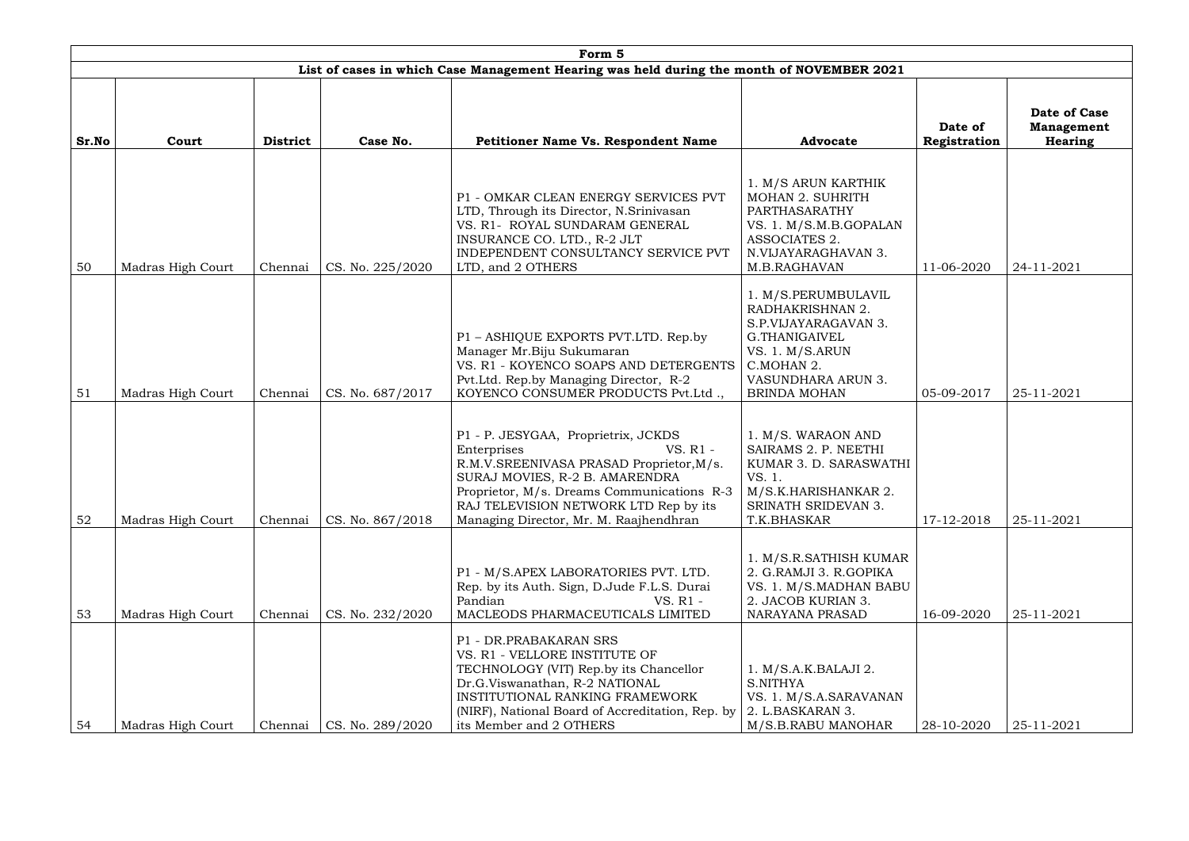# Form 5

## List of cases in which Case Management Hearing was held during the month of NOVEMBER 2021

| Sr.No | Court | District | Case No. | Petitioner Name Vs. Respondent Name | Advocate | Date of Registration | Date of Case Management Hearing |
|---|---|---|---|---|---|---|---|
| 50 | Madras High Court | Chennai | CS. No. 225/2020 | P1 - OMKAR CLEAN ENERGY SERVICES PVT LTD, Through its Director, N.Srinivasan VS. R1- ROYAL SUNDARAM GENERAL INSURANCE CO. LTD., R-2 JLT INDEPENDENT CONSULTANCY SERVICE PVT LTD, and 2 OTHERS | 1. M/S ARUN KARTHIK MOHAN 2. SUHRITH PARTHASARATHY VS. 1. M/S.M.B.GOPALAN ASSOCIATES 2. N.VIJAYARAGHAVAN 3. M.B.RAGHAVAN | 11-06-2020 | 24-11-2021 |
| 51 | Madras High Court | Chennai | CS. No. 687/2017 | P1 – ASHIQUE EXPORTS PVT.LTD. Rep.by Manager Mr.Biju Sukumaran VS. R1 - KOYENCO SOAPS AND DETERGENTS Pvt.Ltd. Rep.by Managing Director, R-2 KOYENCO CONSUMER PRODUCTS Pvt.Ltd ., | 1. M/S.PERUMBULAVIL RADHAKRISHNAN 2. S.P.VIJAYARAGAVAN 3. G.THANIGAIVEL VS. 1. M/S.ARUN C.MOHAN 2. VASUNDHARA ARUN 3. BRINDA MOHAN | 05-09-2017 | 25-11-2021 |
| 52 | Madras High Court | Chennai | CS. No. 867/2018 | P1 - P. JESYGAA, Proprietrix, JCKDS Enterprises VS. R1 - R.M.V.SREENIVASA PRASAD Proprietor,M/s. SURAJ MOVIES, R-2 B. AMARENDRA Proprietor, M/s. Dreams Communications R-3 RAJ TELEVISION NETWORK LTD Rep by its Managing Director, Mr. M. Raajhendhran | 1. M/S. WARAON AND SAIRAMS 2. P. NEETHI KUMAR 3. D. SARASWATHI VS. 1. M/S.K.HARISHANKAR 2. SRINATH SRIDEVAN 3. T.K.BHASKAR | 17-12-2018 | 25-11-2021 |
| 53 | Madras High Court | Chennai | CS. No. 232/2020 | P1 - M/S.APEX LABORATORIES PVT. LTD. Rep. by its Auth. Sign, D.Jude F.L.S. Durai Pandian VS. R1 - MACLEODS PHARMACEUTICALS LIMITED | 1. M/S.R.SATHISH KUMAR 2. G.RAMJI 3. R.GOPIKA VS. 1. M/S.MADHAN BABU 2. JACOB KURIAN 3. NARAYANA PRASAD | 16-09-2020 | 25-11-2021 |
| 54 | Madras High Court | Chennai | CS. No. 289/2020 | P1 - DR.PRABAKARAN SRS VS. R1 - VELLORE INSTITUTE OF TECHNOLOGY (VIT) Rep.by its Chancellor Dr.G.Viswanathan, R-2 NATIONAL INSTITUTIONAL RANKING FRAMEWORK (NIRF), National Board of Accreditation, Rep. by its Member and 2 OTHERS | 1. M/S.A.K.BALAJI 2. S.NITHYA VS. 1. M/S.A.SARAVANAN 2. L.BASKARAN 3. M/S.B.RABU MANOHAR | 28-10-2020 | 25-11-2021 |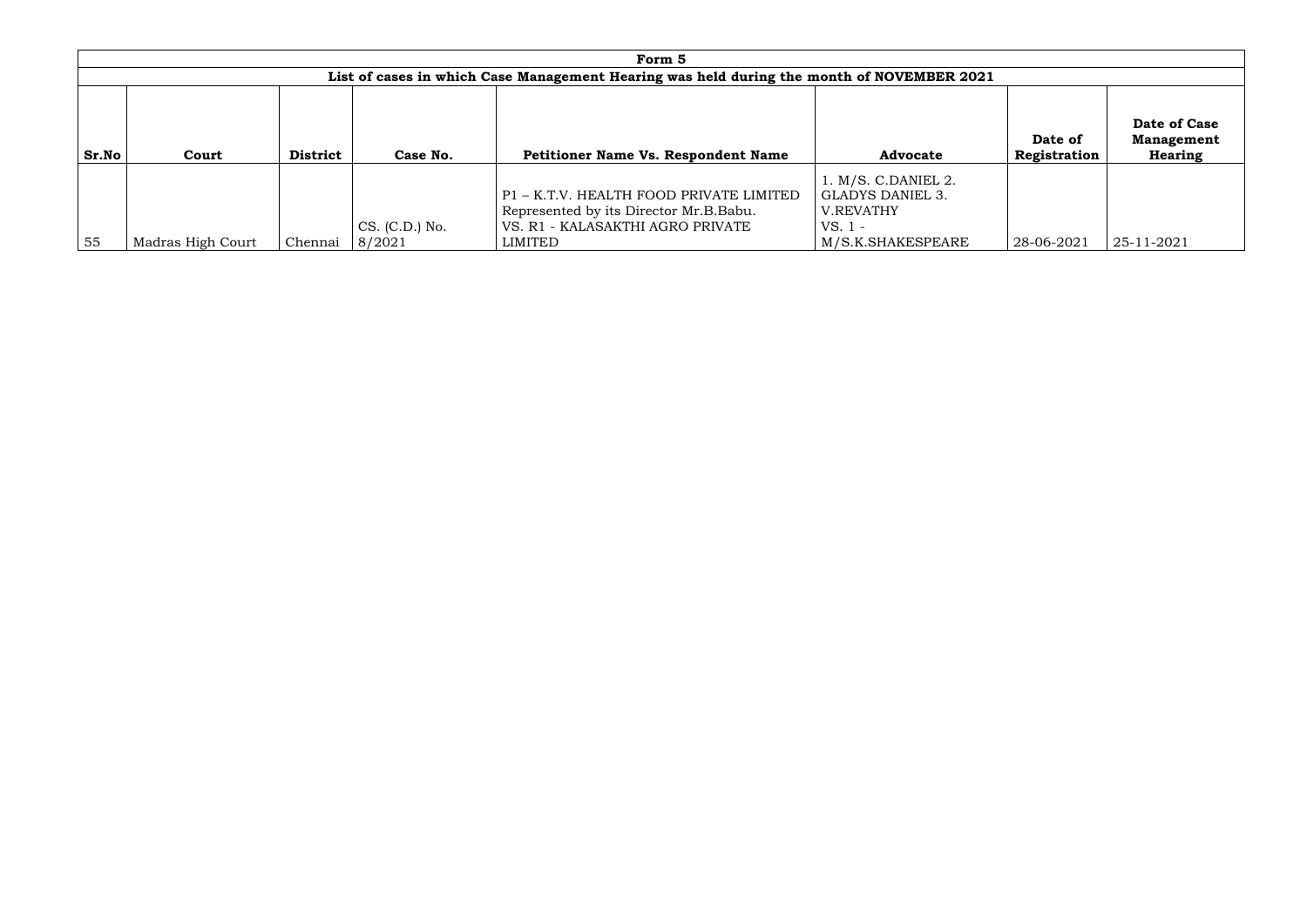| Form 5 | | | | | | | |
|---|---|---|---|---|---|---|---|
| List of cases in which Case Management Hearing was held during the month of NOVEMBER 2021 | | | | | | | |
| **Sr.No** | **Court** | **District** | **Case No.** | **Petitioner Name Vs. Respondent Name** | **Advocate** | **Date of Registration** | **Date of Case Management Hearing** |
| 55 | Madras High Court | Chennai | CS. (C.D.) No. 8/2021 | P1 – K.T.V. HEALTH FOOD PRIVATE LIMITED Represented by its Director Mr.B.Babu. VS. R1 - KALASAKTHI AGRO PRIVATE LIMITED | 1. M/S. C.DANIEL 2. GLADYS DANIEL 3. V.REVATHY VS. 1 - M/S.K.SHAKESPEARE | 28-06-2021 | 25-11-2021 |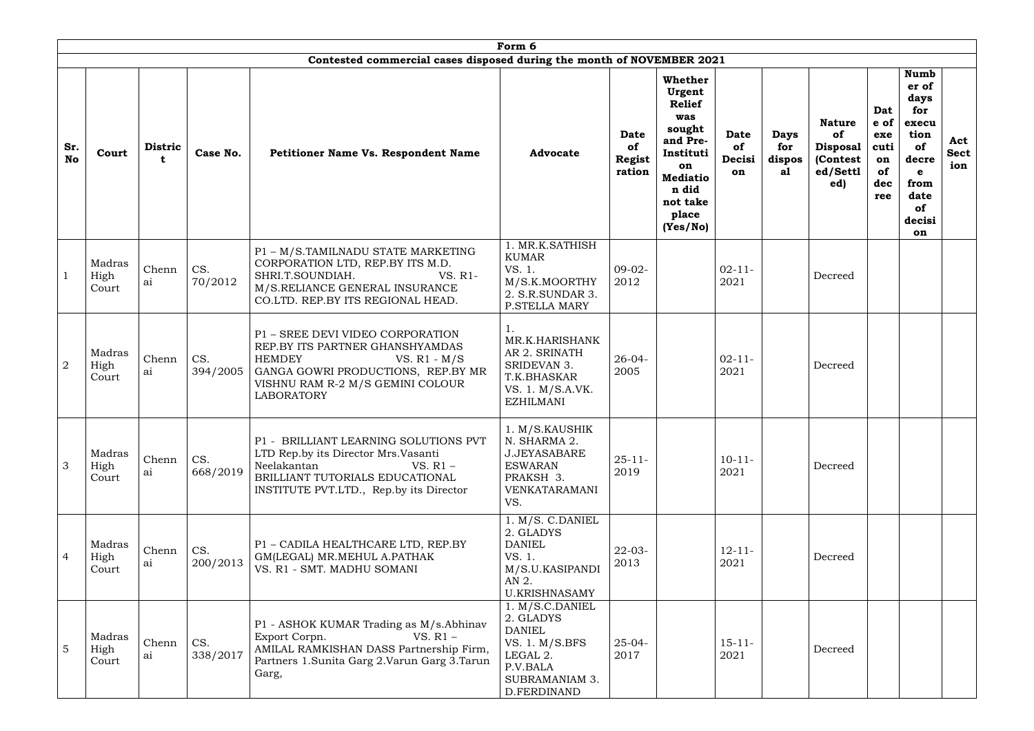| Form 6 | | | | | | | | | | | | | | |
|---|---|---|---|---|---|---|---|---|---|---|---|---|---|---|
| Contested commercial cases disposed during the month of NOVEMBER 2021 | | | | | | | | | | | | | | |
| **Sr. No** | **Court** | **District** | **Case No.** | **Petitioner Name Vs. Respondent Name** | **Advocate** | **Date of Registration** | **Whether Urgent Relief was sought and Pre-Institution Mediation did not take place (Yes/No)** | **Date of Decision** | **Days for disposal** | **Nature of Disposal (Contested/Settled)** | **Date of execution of decree** | **Number of days for execution of decree from date of decision** | **Act Section** |
| 1 | Madras High Court | Chennai | CS. 70/2012 | P1 – M/S.TAMILNADU STATE MARKETING CORPORATION LTD, REP.BY ITS M.D. SHRI.T.SOUNDIAH. VS. R1- M/S.RELIANCE GENERAL INSURANCE CO.LTD. REP.BY ITS REGIONAL HEAD. | 1. MR.K.SATHISH KUMAR VS. 1. M/S.K.MOORTHY 2. S.R.SUNDAR 3. P.STELLA MARY | 09-02-2012 | | 02-11-2021 | | Decreed | | | |
| 2 | Madras High Court | Chennai | CS. 394/2005 | P1 – SREE DEVI VIDEO CORPORATION REP.BY ITS PARTNER GHANSHYAMDAS HEMDEY VS. R1 - M/S GANGA GOWRI PRODUCTIONS, REP.BY MR VISHNU RAM R-2 M/S GEMINI COLOUR LABORATORY | 1. MR.K.HARISHANKAR 2. SRINATH SRIDEVAN 3. T.K.BHASKAR VS. 1. M/S.A.VK. EZHILMANI | 26-04-2005 | | 02-11-2021 | | Decreed | | | |
| 3 | Madras High Court | Chennai | CS. 668/2019 | P1 - BRILLIANT LEARNING SOLUTIONS PVT LTD Rep.by its Director Mrs.Vasanti Neelakantan VS. R1 – BRILLIANT TUTORIALS EDUCATIONAL INSTITUTE PVT.LTD., Rep.by its Director | 1. M/S.KAUSHIK N. SHARMA 2. J.JEYASABARE ESWARAN PRAKSH 3. VENKATARAMANI VS. | 25-11-2019 | | 10-11-2021 | | Decreed | | | |
| 4 | Madras High Court | Chennai | CS. 200/2013 | P1 – CADILA HEALTHCARE LTD, REP.BY GM(LEGAL) MR.MEHUL A.PATHAK VS. R1 - SMT. MADHU SOMANI | 1. M/S. C.DANIEL 2. GLADYS DANIEL VS. 1. M/S.U.KASIPANDIAN 2. U.KRISHNASAMY | 22-03-2013 | | 12-11-2021 | | Decreed | | | |
| 5 | Madras High Court | Chennai | CS. 338/2017 | P1 - ASHOK KUMAR Trading as M/s.Abhinav Export Corpn. VS. R1 – AMILAL RAMKISHAN DASS Partnership Firm, Partners 1.Sunita Garg 2.Varun Garg 3.Tarun Garg, | 1. M/S.C.DANIEL 2. GLADYS DANIEL VS. 1. M/S.BFS LEGAL 2. P.V.BALA SUBRAMANIAM 3. D.FERDINAND | 25-04-2017 | | 15-11-2021 | | Decreed | | | |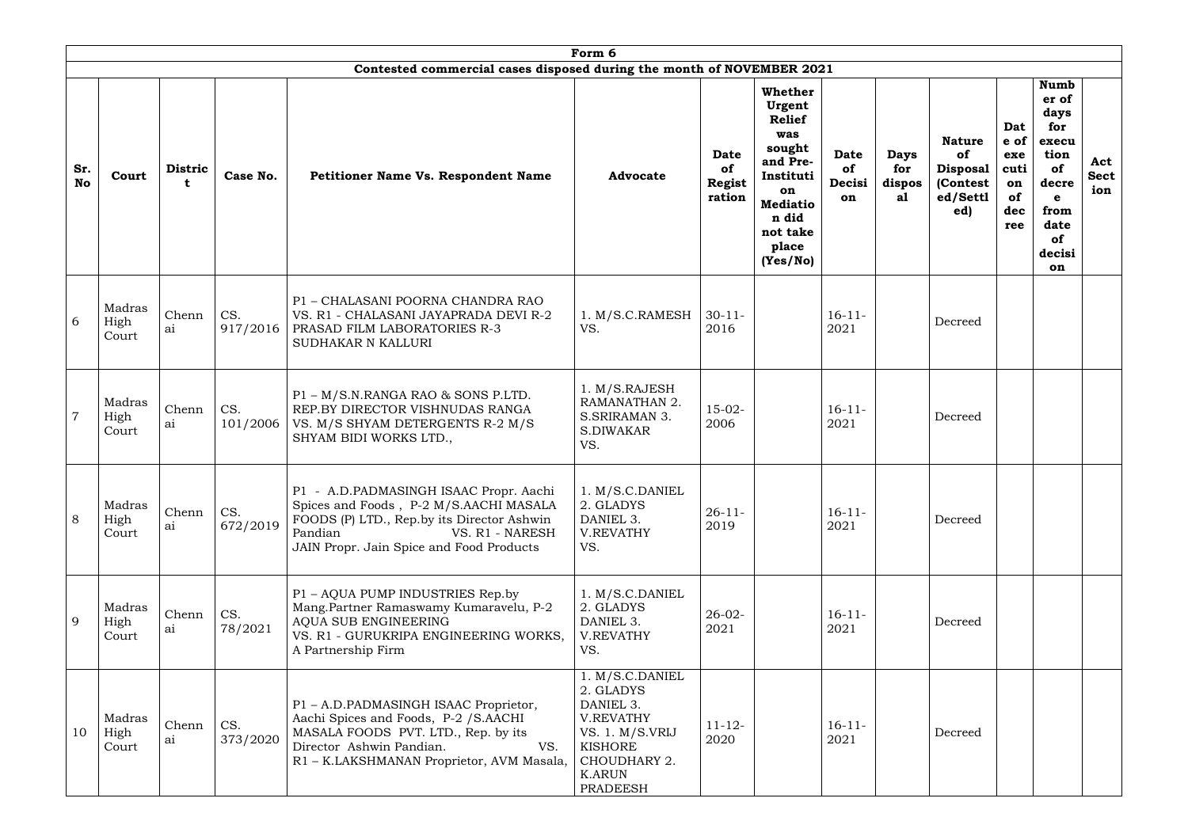| Form 6 | | | | | | | | | | | | | |
|---|---|---|---|---|---|---|---|---|---|---|---|---|---|
| **Contested commercial cases disposed during the month of NOVEMBER 2021** | | | | | | | | | | | | | |
| **Sr. No** | **Court** | **District** | **Case No.** | **Petitioner Name Vs. Respondent Name** | **Advocate** | **Date of Registration** | **Whether Urgent Relief was sought and Pre-Institution Mediation did not take place (Yes/No)** | **Date of Decision** | **Days for disposal** | **Nature of Disposal (Contested/Settled)** | **Date of execution of decree** | **Number of days for execution of decree from date of decision** | **Act Section** |
| 6 | Madras High Court | Chennai | CS. 917/2016 | P1 – CHALASANI POORNA CHANDRA RAO VS. R1 - CHALASANI JAYAPRADA DEVI R-2 PRASAD FILM LABORATORIES R-3 SUDHAKAR N KALLURI | 1. M/S.C.RAMESH VS. | 30-11-2016 | | 16-11-2021 | | Decreed | | | |
| 7 | Madras High Court | Chennai | CS. 101/2006 | P1 – M/S.N.RANGA RAO & SONS P.LTD. REP.BY DIRECTOR VISHNUDAS RANGA VS. M/S SHYAM DETERGENTS R-2 M/S SHYAM BIDI WORKS LTD., | 1. M/S.RAJESH RAMANATHAN 2. S.SRIRAMAN 3. S.DIWAKAR VS. | 15-02-2006 | | 16-11-2021 | | Decreed | | | |
| 8 | Madras High Court | Chennai | CS. 672/2019 | P1 - A.D.PADMASINGH ISAAC Propr. Aachi Spices and Foods , P-2 M/S.AACHI MASALA FOODS (P) LTD., Rep.by its Director Ashwin Pandian VS. R1 - NARESH JAIN Propr. Jain Spice and Food Products | 1. M/S.C.DANIEL 2. GLADYS DANIEL 3. V.REVATHY VS. | 26-11-2019 | | 16-11-2021 | | Decreed | | | |
| 9 | Madras High Court | Chennai | CS. 78/2021 | P1 – AQUA PUMP INDUSTRIES Rep.by Mang.Partner Ramaswamy Kumaravelu, P-2 AQUA SUB ENGINEERING VS. R1 - GURUKRIPA ENGINEERING WORKS, A Partnership Firm | 1. M/S.C.DANIEL 2. GLADYS DANIEL 3. V.REVATHY VS. | 26-02-2021 | | 16-11-2021 | | Decreed | | | |
| 10 | Madras High Court | Chennai | CS. 373/2020 | P1 – A.D.PADMASINGH ISAAC Proprietor, Aachi Spices and Foods, P-2 /S.AACHI MASALA FOODS PVT. LTD., Rep. by its Director Ashwin Pandian. VS. R1 – K.LAKSHMANAN Proprietor, AVM Masala, | 1. M/S.C.DANIEL 2. GLADYS DANIEL 3. V.REVATHY VS. 1. M/S.VRIJ KISHORE CHOUDHARY 2. K.ARUN PRADEESH | 11-12-2020 | | 16-11-2021 | | Decreed | | | |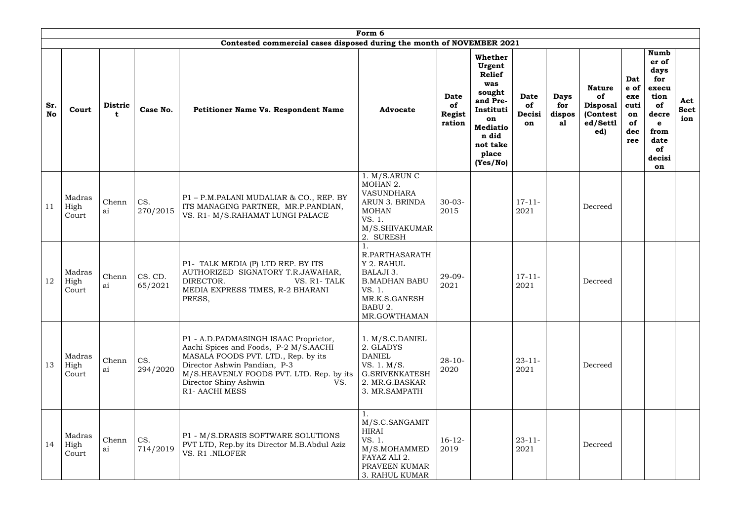| Form 6 | | | | | | | | | | | | | |
|---|---|---|---|---|---|---|---|---|---|---|---|---|---|
| **Contested commercial cases disposed during the month of NOVEMBER 2021** | | | | | | | | | | | | | |
| **Sr. No** | **Court** | **District** | **Case No.** | **Petitioner Name Vs. Respondent Name** | **Advocate** | **Date of Registration** | **Whether Urgent Relief was sought and Pre-Institution Mediation did not take place (Yes/No)** | **Date of Decision** | **Days for disposal** | **Nature of Disposal (Contested/Settled)** | **Date of execution of decree** | **Number of days for execution of decree from date of decision** | **Act Section** |
| 11 | Madras High Court | Chennai | CS. 270/2015 | P1 – P.M.PALANI MUDALIAR & CO., REP. BY ITS MANAGING PARTNER, MR.P.PANDIAN, VS. R1- M/S.RAHAMAT LUNGI PALACE | 1. M/S.ARUN C MOHAN 2. VASUNDHARA ARUN 3. BRINDA MOHAN VS. 1. M/S.SHIVAKUMAR 2. SURESH | 30-03-2015 | | 17-11-2021 | | Decreed | | | |
| 12 | Madras High Court | Chennai | CS. CD. 65/2021 | P1- TALK MEDIA (P) LTD REP. BY ITS AUTHORIZED SIGNATORY T.R.JAWAHAR, DIRECTOR. VS. R1- TALK MEDIA EXPRESS TIMES, R-2 BHARANI PRESS, | 1. R.PARTHASARATHY 2. RAHUL BALAJI 3. B.MADHAN BABU VS. 1. MR.K.S.GANESH BABU 2. MR.GOWTHAMAN | 29-09-2021 | | 17-11-2021 | | Decreed | | | |
| 13 | Madras High Court | Chennai | CS. 294/2020 | P1 - A.D.PADMASINGH ISAAC Proprietor, Aachi Spices and Foods, P-2 M/S.AACHI MASALA FOODS PVT. LTD., Rep. by its Director Ashwin Pandian, P-3 M/S.HEAVENLY FOODS PVT. LTD. Rep. by its Director Shiny Ashwin VS. R1- AACHI MESS | 1. M/S.C.DANIEL 2. GLADYS DANIEL VS. 1. M/S. G.SRIVENKATESH 2. MR.G.BASKAR 3. MR.SAMPATH | 28-10-2020 | | 23-11-2021 | | Decreed | | | |
| 14 | Madras High Court | Chennai | CS. 714/2019 | P1 - M/S.DRASIS SOFTWARE SOLUTIONS PVT LTD, Rep.by its Director M.B.Abdul Aziz VS. R1 .NILOFER | 1. M/S.C.SANGAMITHIRAI VS. 1. M/S.MOHAMMED FAYAZ ALI 2. PRAVEEN KUMAR 3. RAHUL KUMAR | 16-12-2019 | | 23-11-2021 | | Decreed | | | |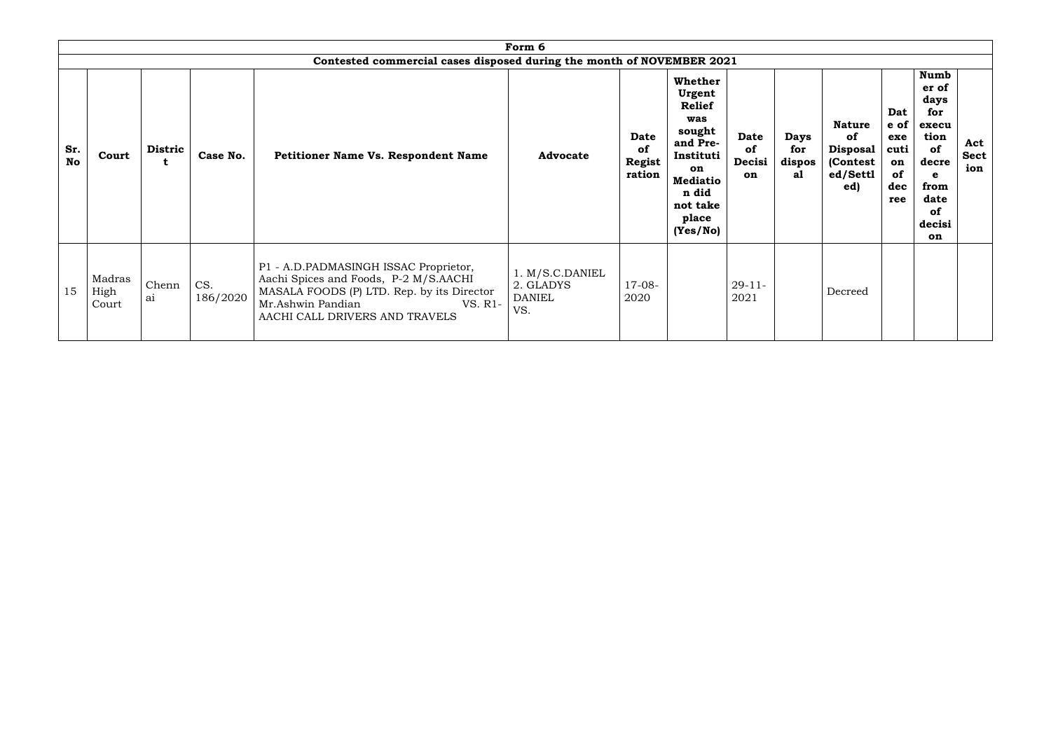| Form 6 | | | | | | | | | | | | | |
|---|---|---|---|---|---|---|---|---|---|---|---|---|---|
| Contested commercial cases disposed during the month of NOVEMBER 2021 | | | | | | | | | | | | | |
| **Sr. No** | **Court** | **District** | **Case No.** | **Petitioner Name Vs. Respondent Name** | **Advocate** | **Date of Registration** | **Whether Urgent Relief was sought and Pre-Institution Mediation did not take place (Yes/No)** | **Date of Decision** | **Days for disposal** | **Nature of Disposal (Contested/Settled)** | **Date of execution of decree** | **Number of days for execution of decree from date of decision** | **Act Section** |
| 15 | Madras High Court | Chennai | CS. 186/2020 | P1 - A.D.PADMASINGH ISSAC Proprietor, Aachi Spices and Foods, P-2 M/S.AACHI MASALA FOODS (P) LTD. Rep. by its Director Mr.Ashwin Pandian VS. R1- AACHI CALL DRIVERS AND TRAVELS | 1. M/S.C.DANIEL 2. GLADYS DANIEL VS. | 17-08-2020 | | 29-11-2021 | | Decreed | | | |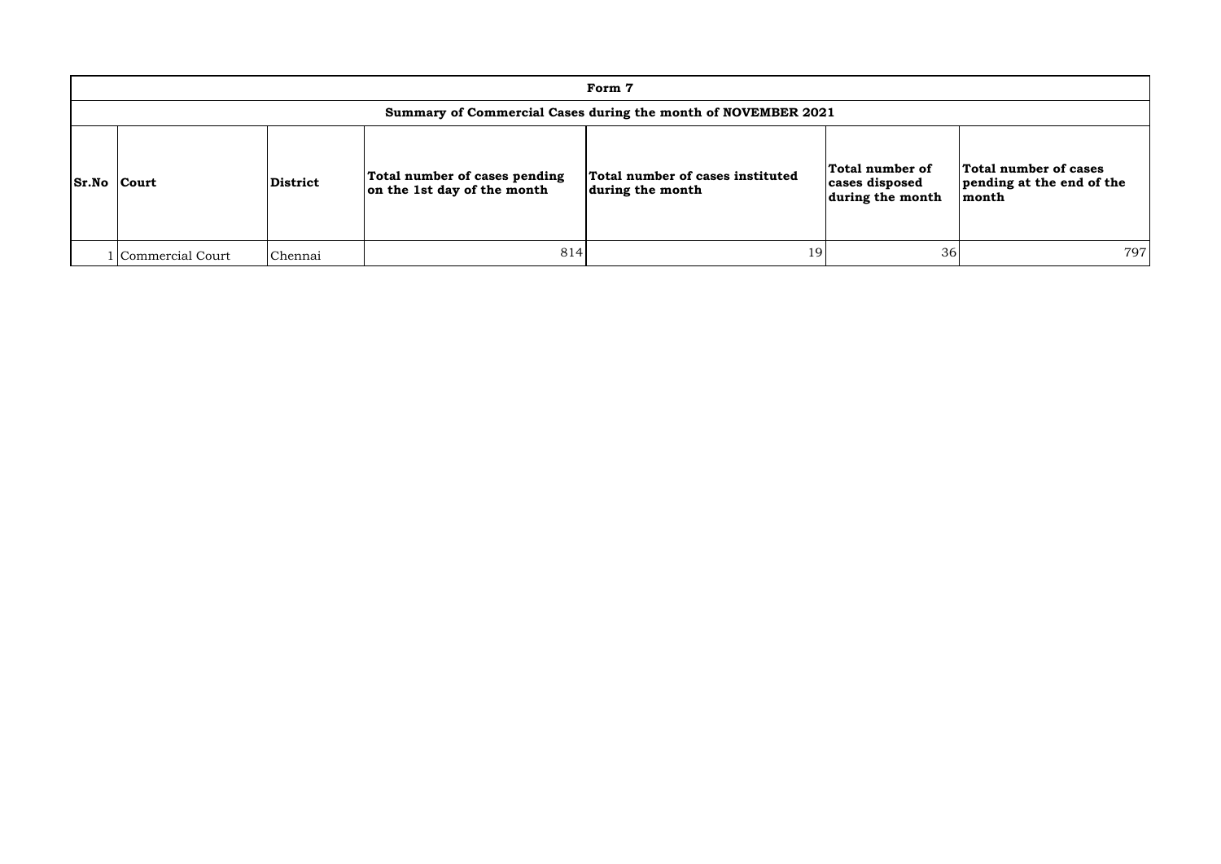| Form 7 | | | | | | |
|---|---|---|---|---|---|---|
| **Summary of Commercial Cases during the month of NOVEMBER 2021** | | | | | | |
| **Sr.No** | **Court** | **District** | **Total number of cases pending on the 1st day of the month** | **Total number of cases instituted during the month** | **Total number of cases disposed during the month** | **Total number of cases pending at the end of the month** |
| 1 | Commercial Court | Chennai | 814 | 19 | 36 | 797 |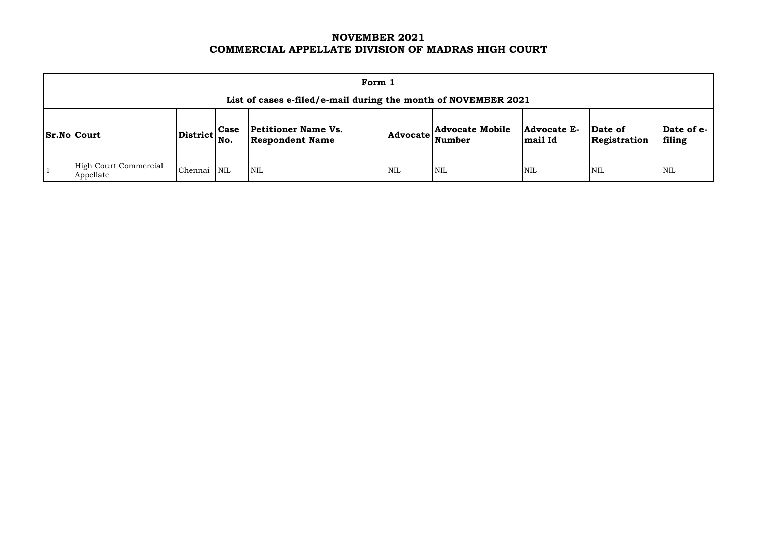# NOVEMBER 2021
# COMMERCIAL APPELLATE DIVISION OF MADRAS HIGH COURT

| Form 1 | | | | | | | | | |
|---|---|---|---|---|---|---|---|---|---|
| **List of cases e-filed/e-mail during the month of NOVEMBER 2021** | | | | | | | | | |
| **Sr.No** | **Court** | **District** | **Case No.** | **Petitioner Name Vs. Respondent Name** | **Advocate** | **Advocate Mobile Number** | **Advocate E-mail Id** | **Date of Registration** | **Date of e-filing** |
| 1 | High Court Commercial Appellate | Chennai | NIL | NIL | NIL | NIL | NIL | NIL | NIL |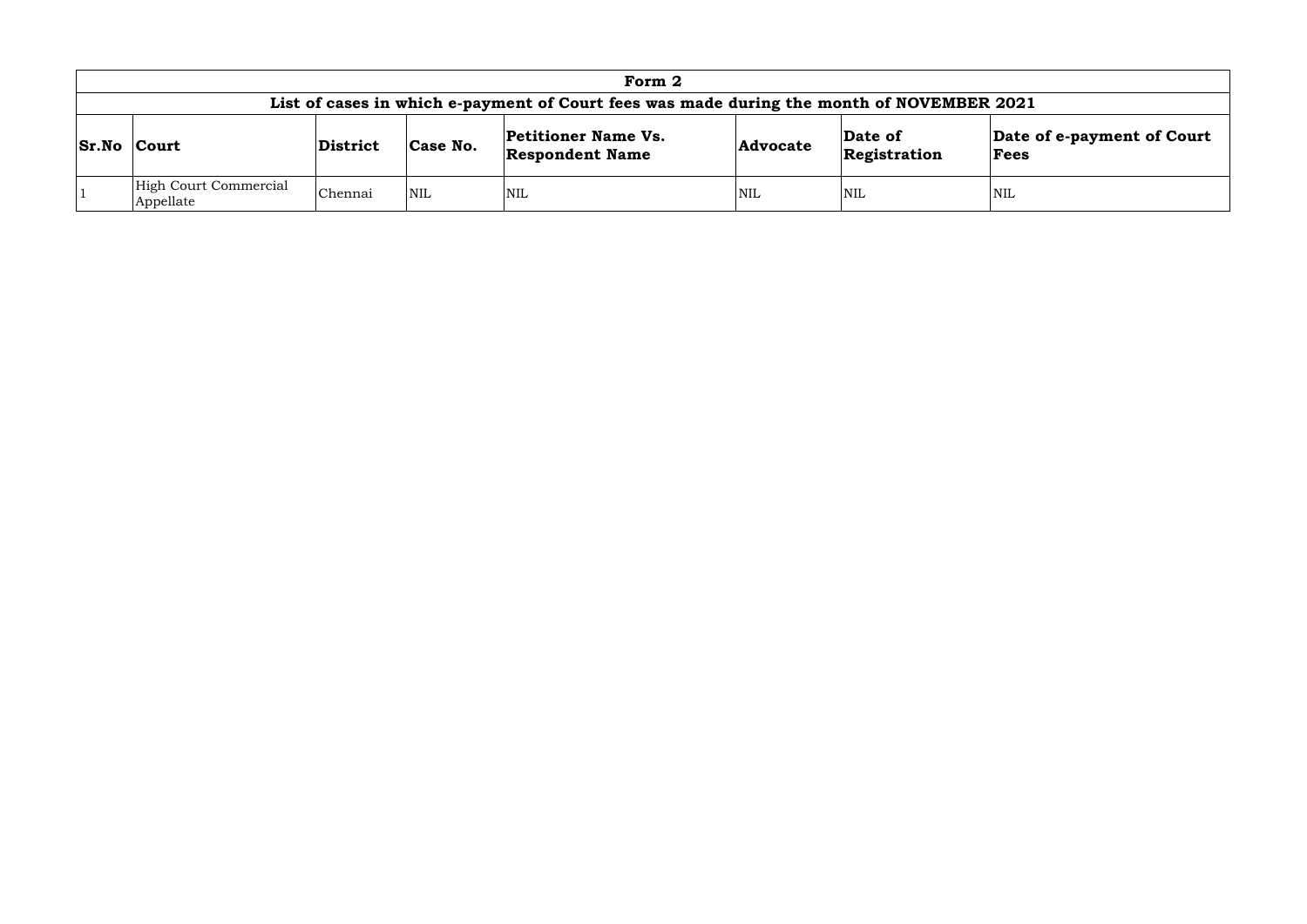| Form 2 | | | | | | | |
|---|---|---|---|---|---|---|---|
| **List of cases in which e-payment of Court fees was made during the month of NOVEMBER 2021** | | | | | | | |
| **Sr.No** | **Court** | **District** | **Case No.** | **Petitioner Name Vs. Respondent Name** | **Advocate** | **Date of Registration** | **Date of e-payment of Court Fees** |
| 1 | High Court Commercial Appellate | Chennai | NIL | NIL | NIL | NIL | NIL |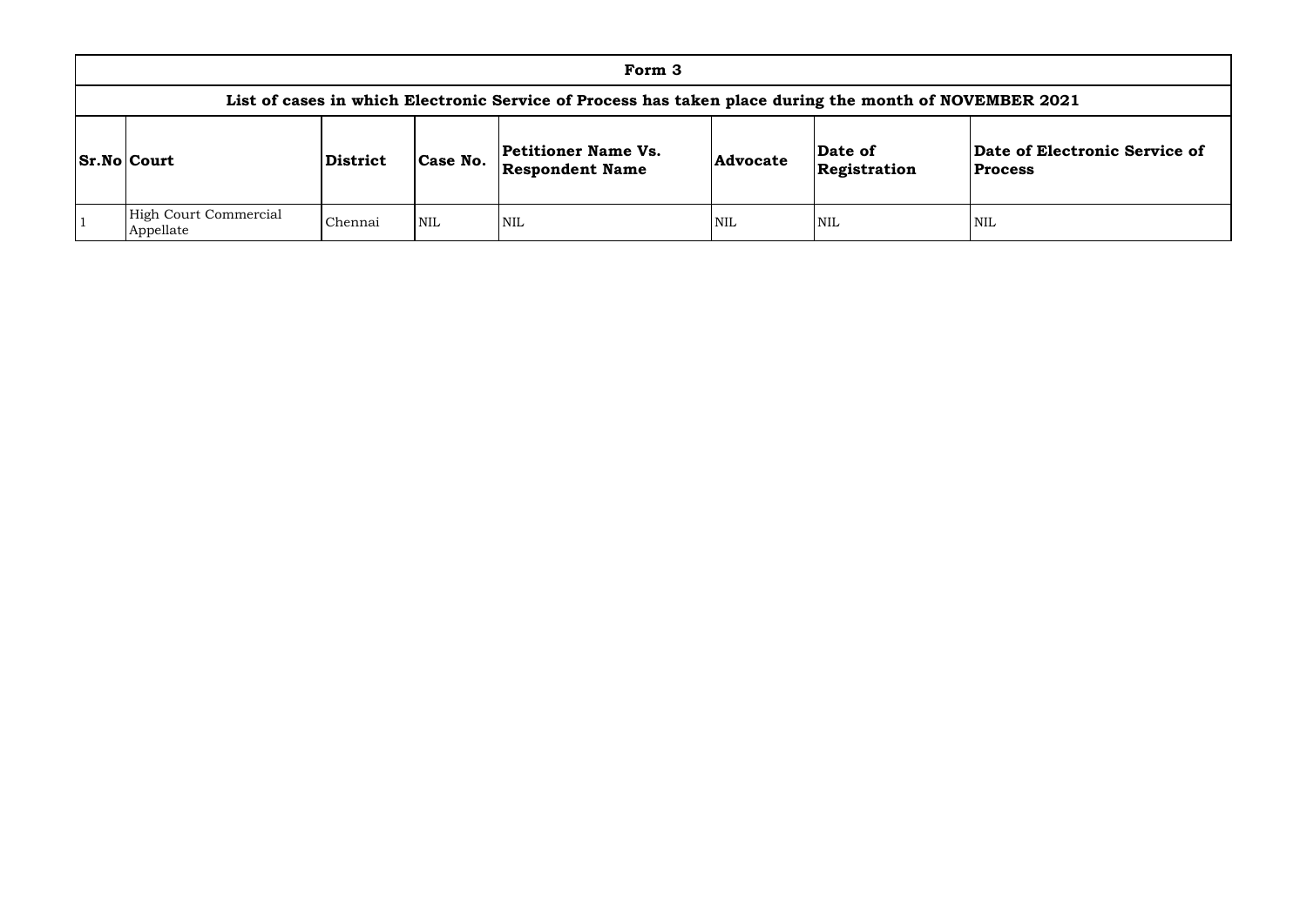# Form 3

## List of cases in which Electronic Service of Process has taken place during the month of NOVEMBER 2021

| Sr.No | Court | District | Case No. | Petitioner Name Vs. Respondent Name | Advocate | Date of Registration | Date of Electronic Service of Process |
|---|---|---|---|---|---|---|---|
| 1 | High Court Commercial Appellate | Chennai | NIL | NIL | NIL | NIL | NIL |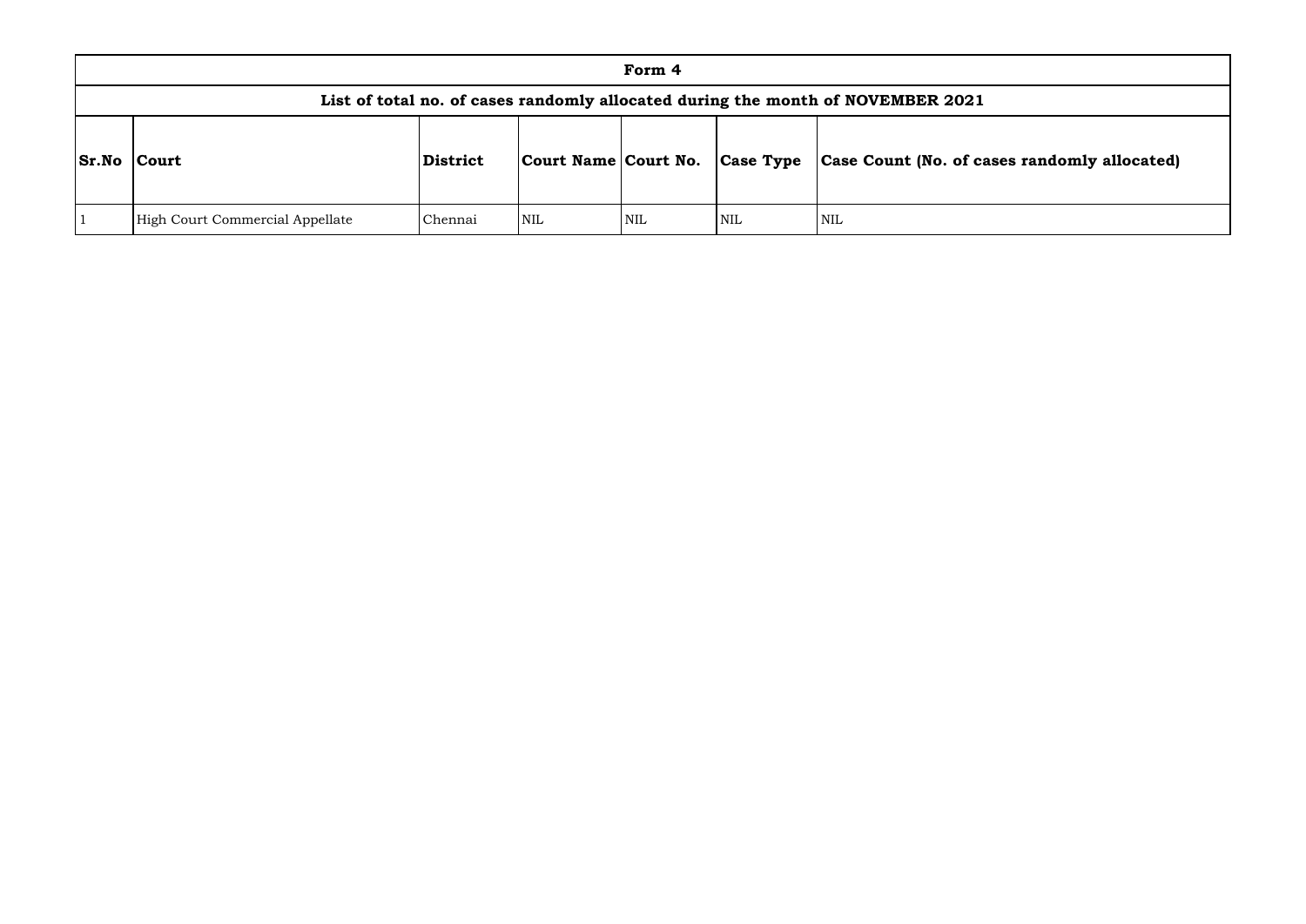## Form 4

### List of total no. of cases randomly allocated during the month of NOVEMBER 2021

| Sr.No | Court | District | Court Name | Court No. | Case Type | Case Count (No. of cases randomly allocated) |
|---|---|---|---|---|---|---|
| 1 | High Court Commercial Appellate | Chennai | NIL | NIL | NIL | NIL |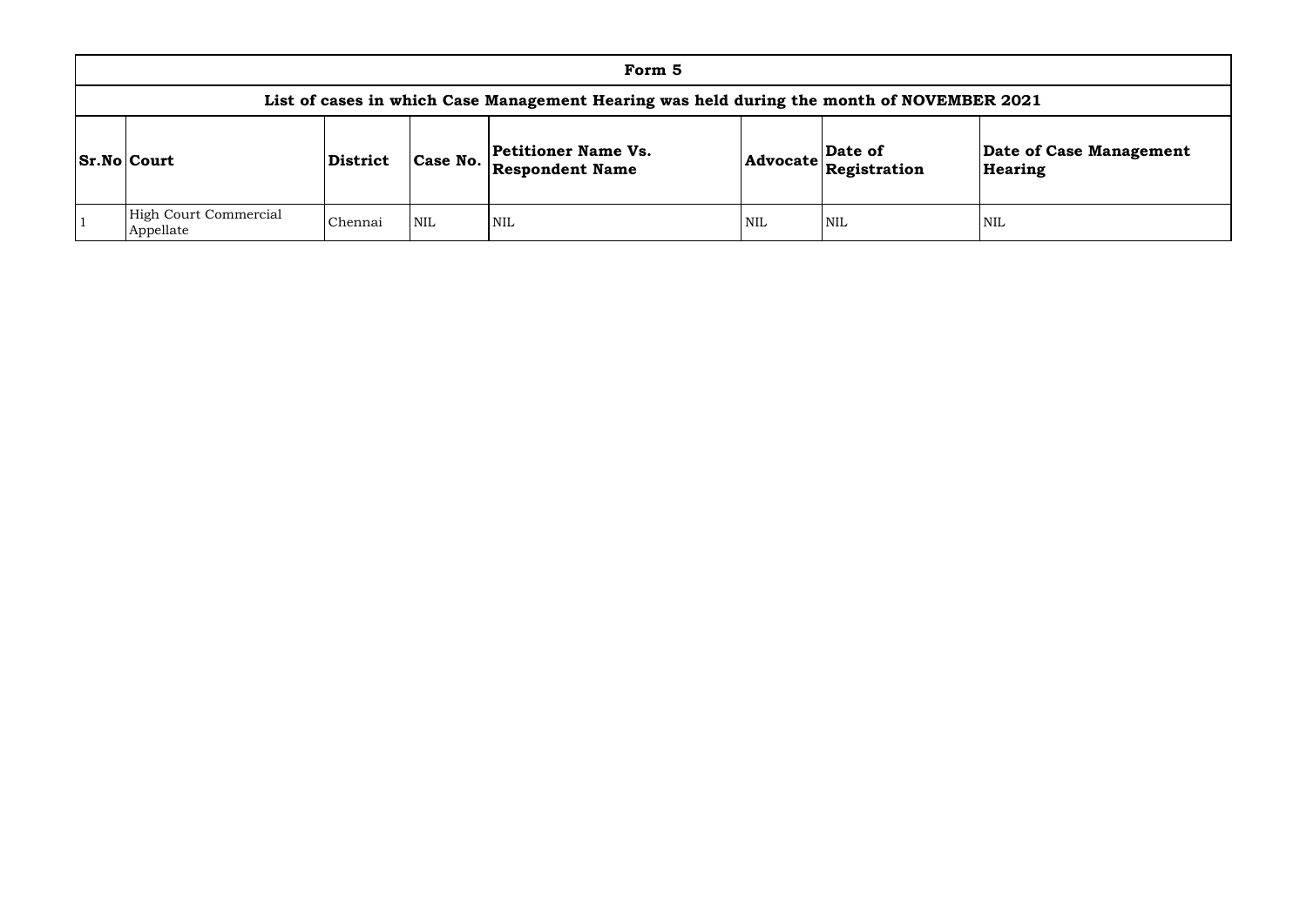| Form 5 | | | | | | | |
|---|---|---|---|---|---|---|---|
| List of cases in which Case Management Hearing was held during the month of NOVEMBER 2021 | | | | | | | |
| **Sr.No** | **Court** | **District** | **Case No.** | **Petitioner Name Vs. Respondent Name** | **Advocate** | **Date of Registration** | **Date of Case Management Hearing** |
| 1 | High Court Commercial Appellate | Chennai | NIL | NIL | NIL | NIL | NIL |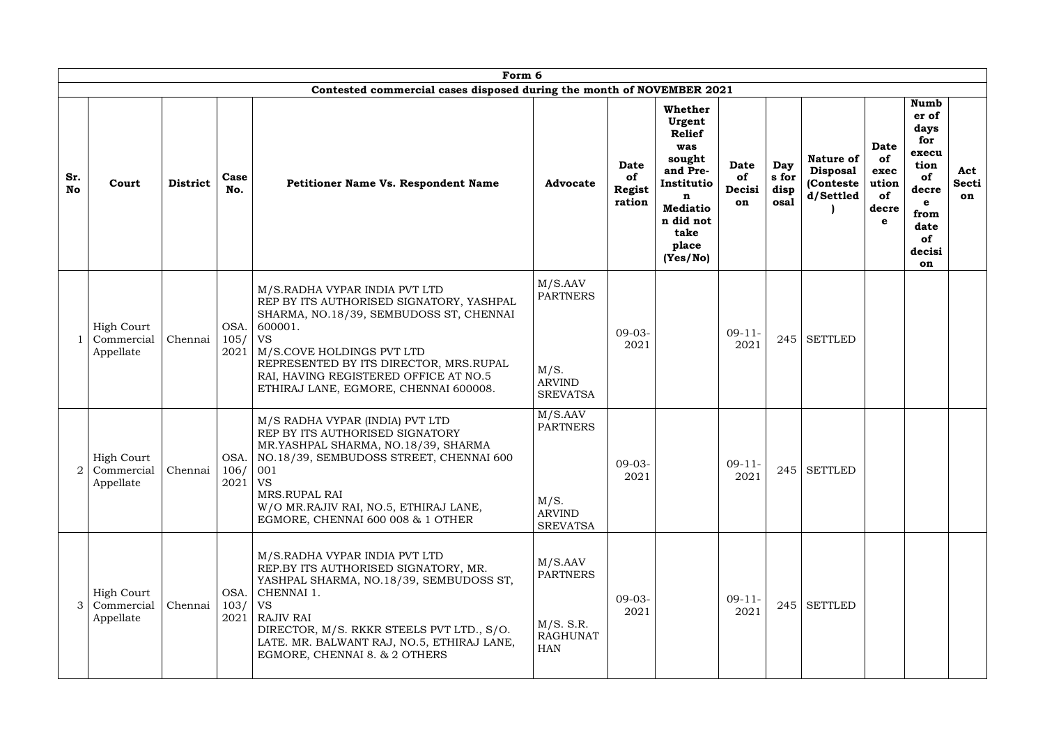| Form 6 | | | | | | | | | | | | | | |
|---|---|---|---|---|---|---|---|---|---|---|---|---|---|---|
| Contested commercial cases disposed during the month of NOVEMBER 2021 | | | | | | | | | | | | | | |
| **Sr. No** | **Court** | **District** | **Case No.** | **Petitioner Name Vs. Respondent Name** | **Advocate** | **Date of Registration** | **Whether Urgent Relief was sought and Pre-Institution Mediation did not take place (Yes/No)** | **Date of Decision** | **Days for disposal** | **Nature of Disposal (Contested/Settled)** | **Date of execution of decree** | **Number of days for execution of decree from date of decision** | **Act Section** |
| 1 | High Court Commercial Appellate | Chennai | OSA. 105/ 2021 | M/S.RADHA VYPAR INDIA PVT LTD REP BY ITS AUTHORISED SIGNATORY, YASHPAL SHARMA, NO.18/39, SEMBUDOSS ST, CHENNAI 600001. VS M/S.COVE HOLDINGS PVT LTD REPRESENTED BY ITS DIRECTOR, MRS.RUPAL RAI, HAVING REGISTERED OFFICE AT NO.5 ETHIRAJ LANE, EGMORE, CHENNAI 600008. | M/S.AAV PARTNERS M/S. ARVIND SREVATSA | 09-03-2021 | | 09-11-2021 | 245 | SETTLED | | | |
| 2 | High Court Commercial Appellate | Chennai | OSA. 106/ 2021 | M/S RADHA VYPAR (INDIA) PVT LTD REP BY ITS AUTHORISED SIGNATORY MR.YASHPAL SHARMA, NO.18/39, SHARMA NO.18/39, SEMBUDOSS STREET, CHENNAI 600 001 VS MRS.RUPAL RAI W/O MR.RAJIV RAI, NO.5, ETHIRAJ LANE, EGMORE, CHENNAI 600 008 & 1 OTHER | M/S.AAV PARTNERS M/S. ARVIND SREVATSA | 09-03-2021 | | 09-11-2021 | 245 | SETTLED | | | |
| 3 | High Court Commercial Appellate | Chennai | OSA. 103/ 2021 | M/S.RADHA VYPAR INDIA PVT LTD REP.BY ITS AUTHORISED SIGNATORY, MR. YASHPAL SHARMA, NO.18/39, SEMBUDOSS ST, CHENNAI 1. VS RAJIV RAI DIRECTOR, M/S. RKKR STEELS PVT LTD., S/O. LATE. MR. BALWANT RAJ, NO.5, ETHIRAJ LANE, EGMORE, CHENNAI 8. & 2 OTHERS | M/S.AAV PARTNERS M/S. S.R. RAGHUNATHAN | 09-03-2021 | | 09-11-2021 | 245 | SETTLED | | | |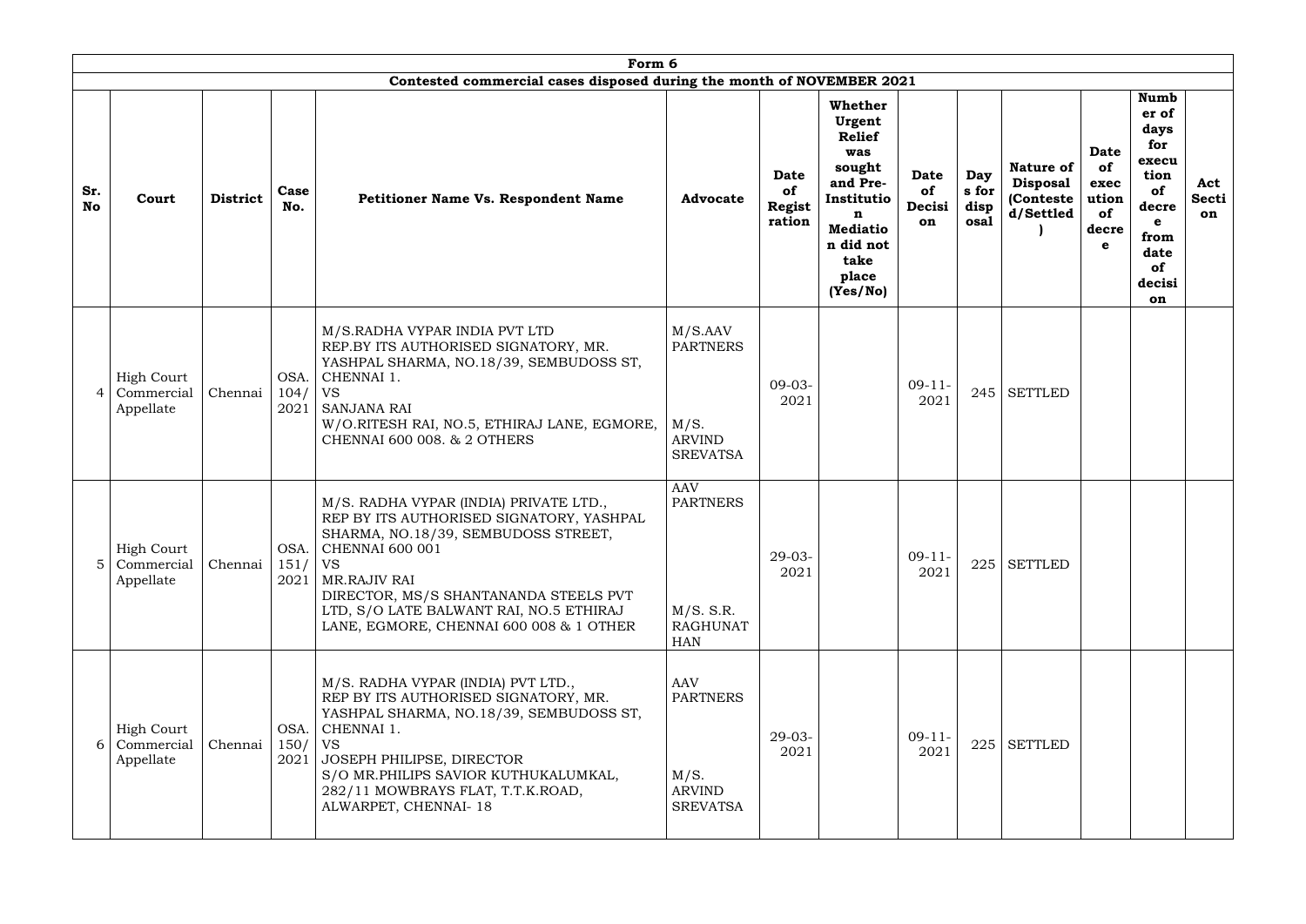| Form 6 | | | | | | | | | | | | | |
|---|---|---|---|---|---|---|---|---|---|---|---|---|---|
| Contested commercial cases disposed during the month of NOVEMBER 2021 | | | | | | | | | | | | | |
| Sr. No | Court | District | Case No. | Petitioner Name Vs. Respondent Name | Advocate | Date of Registration | Whether Urgent Relief was sought and Pre-Institution Mediation did not take place (Yes/No) | Date of Decision | Days for disposal | Nature of Disposal (Contested/Settled) | Date of execution of decree | Number of days for execution of decree from date of decision | Act Section |
| 4 | High Court Commercial Appellate | Chennai | OSA. 104/ 2021 | M/S.RADHA VYPAR INDIA PVT LTD REP.BY ITS AUTHORISED SIGNATORY, MR. YASHPAL SHARMA, NO.18/39, SEMBUDOSS ST, CHENNAI 1. VS SANJANA RAI W/O.RITESH RAI, NO.5, ETHIRAJ LANE, EGMORE, CHENNAI 600 008. & 2 OTHERS | M/S.AAV PARTNERS M/S. ARVIND SREVATSA | 09-03-2021 | | 09-11-2021 | 245 | SETTLED | | | |
| 5 | High Court Commercial Appellate | Chennai | OSA. 151/ 2021 | M/S. RADHA VYPAR (INDIA) PRIVATE LTD., REP BY ITS AUTHORISED SIGNATORY, YASHPAL SHARMA, NO.18/39, SEMBUDOSS STREET, CHENNAI 600 001 VS MR.RAJIV RAI DIRECTOR, MS/S SHANTANANDA STEELS PVT LTD, S/O LATE BALWANT RAI, NO.5 ETHIRAJ LANE, EGMORE, CHENNAI 600 008 & 1 OTHER | AAV PARTNERS M/S. S.R. RAGHUNATHAN | 29-03-2021 | | 09-11-2021 | 225 | SETTLED | | | |
| 6 | High Court Commercial Appellate | Chennai | OSA. 150/ 2021 | M/S. RADHA VYPAR (INDIA) PVT LTD., REP BY ITS AUTHORISED SIGNATORY, MR. YASHPAL SHARMA, NO.18/39, SEMBUDOSS ST, CHENNAI 1. VS JOSEPH PHILIPSE, DIRECTOR S/O MR.PHILIPS SAVIOR KUTHUKALUMKAL, 282/11 MOWBRAYS FLAT, T.T.K.ROAD, ALWARPET, CHENNAI- 18 | AAV PARTNERS M/S. ARVIND SREVATSA | 29-03-2021 | | 09-11-2021 | 225 | SETTLED | | | |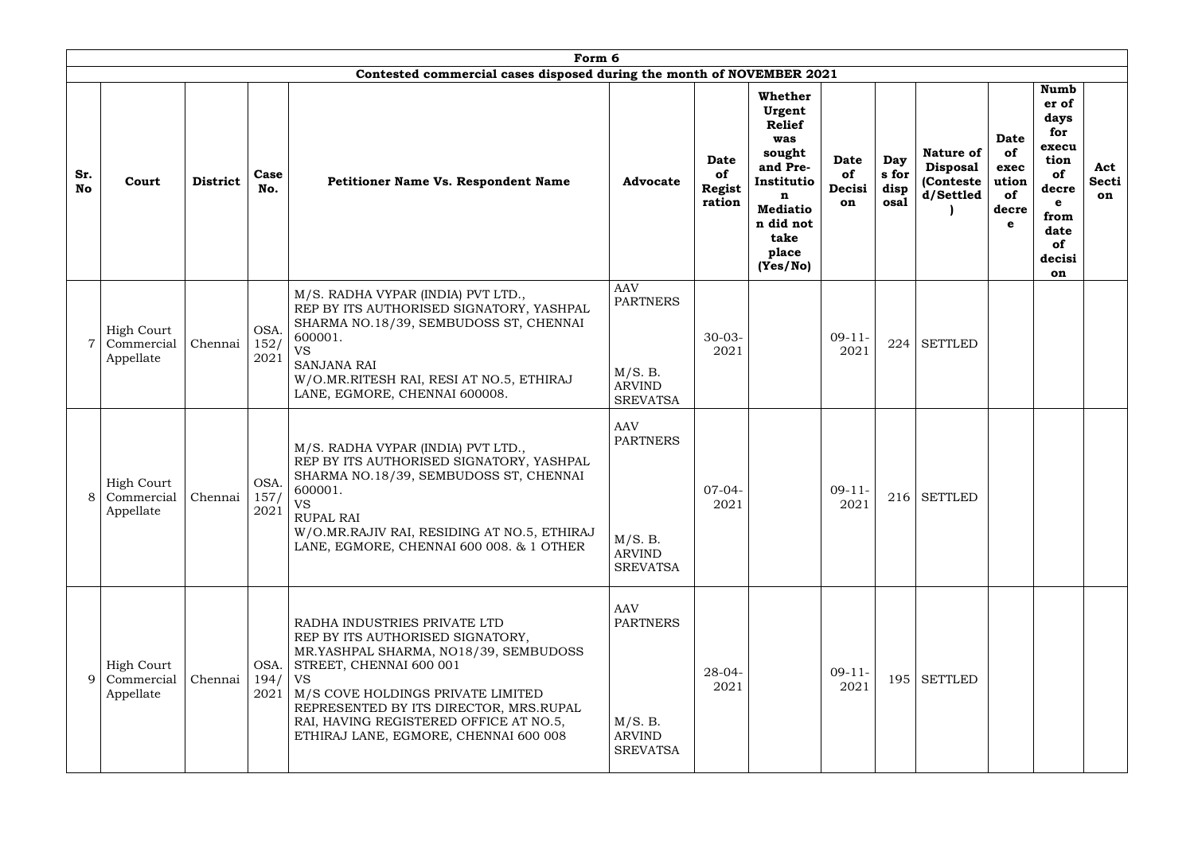# Form 6

## Contested commercial cases disposed during the month of NOVEMBER 2021

| Sr. No | Court | District | Case No. | Petitioner Name Vs. Respondent Name | Advocate | Date of Registration | Whether Urgent Relief was sought and Pre-Institution Mediation did not take place (Yes/No) | Date of Decision | Days for disposal | Nature of Disposal (Contested/Settled) | Date of execution of decree | Number of days for execution of decree from date of decision | Act Section |
|---|---|---|---|---|---|---|---|---|---|---|---|---|---|
| 7 | High Court Commercial Appellate | Chennai | OSA. 152/ 2021 | M/S. RADHA VYPAR (INDIA) PVT LTD., REP BY ITS AUTHORISED SIGNATORY, YASHPAL SHARMA NO.18/39, SEMBUDOSS ST, CHENNAI 600001. VS SANJANA RAI W/O.MR.RITESH RAI, RESI AT NO.5, ETHIRAJ LANE, EGMORE, CHENNAI 600008. | AAV PARTNERS M/S. B. ARVIND SREVATSA | 30-03-2021 | | 09-11-2021 | 224 | SETTLED | | | |
| 8 | High Court Commercial Appellate | Chennai | OSA. 157/ 2021 | M/S. RADHA VYPAR (INDIA) PVT LTD., REP BY ITS AUTHORISED SIGNATORY, YASHPAL SHARMA NO.18/39, SEMBUDOSS ST, CHENNAI 600001. VS RUPAL RAI W/O.MR.RAJIV RAI, RESIDING AT NO.5, ETHIRAJ LANE, EGMORE, CHENNAI 600 008. & 1 OTHER | AAV PARTNERS M/S. B. ARVIND SREVATSA | 07-04-2021 | | 09-11-2021 | 216 | SETTLED | | | |
| 9 | High Court Commercial Appellate | Chennai | OSA. 194/ 2021 | RADHA INDUSTRIES PRIVATE LTD REP BY ITS AUTHORISED SIGNATORY, MR.YASHPAL SHARMA, NO18/39, SEMBUDOSS STREET, CHENNAI 600 001 VS M/S COVE HOLDINGS PRIVATE LIMITED REPRESENTED BY ITS DIRECTOR, MRS.RUPAL RAI, HAVING REGISTERED OFFICE AT NO.5, ETHIRAJ LANE, EGMORE, CHENNAI 600 008 | AAV PARTNERS M/S. B. ARVIND SREVATSA | 28-04-2021 | | 09-11-2021 | 195 | SETTLED | | | |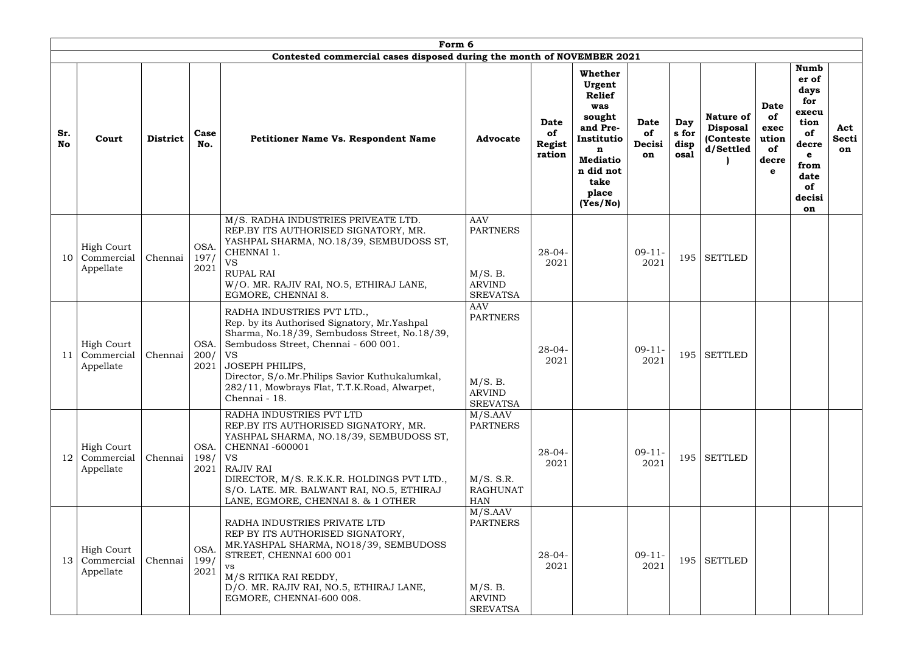| Form 6 | | | | | | | | | | | | | |
|---|---|---|---|---|---|---|---|---|---|---|---|---|---|
| **Contested commercial cases disposed during the month of NOVEMBER 2021** | | | | | | | | | | | | | |
| **Sr. No** | **Court** | **District** | **Case No.** | **Petitioner Name Vs. Respondent Name** | **Advocate** | **Date of Registration** | **Whether Urgent Relief was sought and Pre-Institution Mediation did not take place (Yes/No)** | **Date of Decision** | **Days for disposal** | **Nature of Disposal (Contested/Settled)** | **Date of execution of decree** | **Number of days for execution of decree from date of decision** | **Act Section** |
| 10 | High Court Commercial Appellate | Chennai | OSA. 197/ 2021 | M/S. RADHA INDUSTRIES PRIVEATE LTD. REP.BY ITS AUTHORISED SIGNATORY, MR. YASHPAL SHARMA, NO.18/39, SEMBUDOSS ST, CHENNAI 1. VS RUPAL RAI W/O. MR. RAJIV RAI, NO.5, ETHIRAJ LANE, EGMORE, CHENNAI 8. | AAV PARTNERS M/S. B. ARVIND SREVATSA | 28-04-2021 | | 09-11-2021 | 195 | SETTLED | | | |
| 11 | High Court Commercial Appellate | Chennai | OSA. 200/ 2021 | RADHA INDUSTRIES PVT LTD., Rep. by its Authorised Signatory, Mr.Yashpal Sharma, No.18/39, Sembudoss Street, No.18/39, Sembudoss Street, Chennai - 600 001. VS JOSEPH PHILIPS, Director, S/o.Mr.Philips Savior Kuthukalumkal, 282/11, Mowbrays Flat, T.T.K.Road, Alwarpet, Chennai - 18. | AAV PARTNERS M/S. B. ARVIND SREVATSA | 28-04-2021 | | 09-11-2021 | 195 | SETTLED | | | |
| 12 | High Court Commercial Appellate | Chennai | OSA. 198/ 2021 | RADHA INDUSTRIES PVT LTD REP.BY ITS AUTHORISED SIGNATORY, MR. YASHPAL SHARMA, NO.18/39, SEMBUDOSS ST, CHENNAI -600001 VS RAJIV RAI DIRECTOR, M/S. R.K.K.R. HOLDINGS PVT LTD., S/O. LATE. MR. BALWANT RAI, NO.5, ETHIRAJ LANE, EGMORE, CHENNAI 8. & 1 OTHER | M/S.AAV PARTNERS M/S. S.R. RAGHUNATHAN | 28-04-2021 | | 09-11-2021 | 195 | SETTLED | | | |
| 13 | High Court Commercial Appellate | Chennai | OSA. 199/ 2021 | RADHA INDUSTRIES PRIVATE LTD REP BY ITS AUTHORISED SIGNATORY, MR.YASHPAL SHARMA, NO18/39, SEMBUDOSS STREET, CHENNAI 600 001 vs M/S RITIKA RAI REDDY, D/O. MR. RAJIV RAI, NO.5, ETHIRAJ LANE, EGMORE, CHENNAI-600 008. | M/S.AAV PARTNERS M/S. B. ARVIND SREVATSA | 28-04-2021 | | 09-11-2021 | 195 | SETTLED | | | |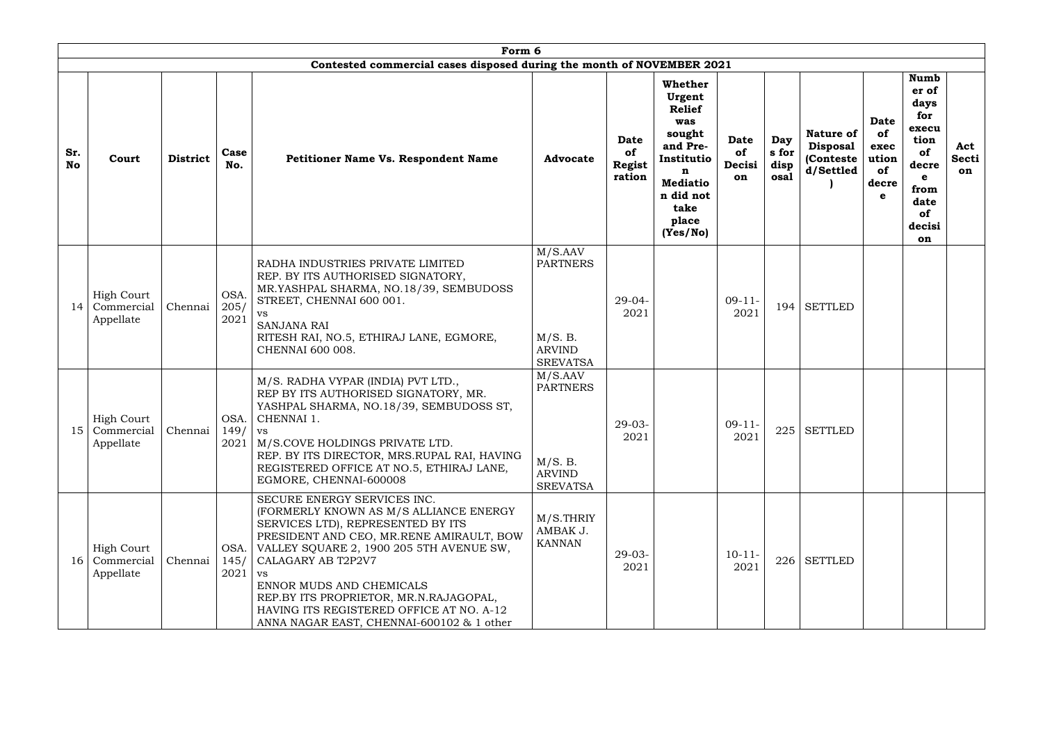Form 6

Contested commercial cases disposed during the month of NOVEMBER 2021

| Sr. No | Court | District | Case No. | Petitioner Name Vs. Respondent Name | Advocate | Date of Registration | Whether Urgent Relief was sought and Pre-Institution Mediation did not take place (Yes/No) | Date of Decision | Days for disposal | Nature of Disposal (Contested/Settled) | Date of execution of decree | Number of days for execution of decree from date of decision | Act Section |
|---|---|---|---|---|---|---|---|---|---|---|---|---|---|
| 14 | High Court Commercial Appellate | Chennai | OSA. 205/ 2021 | RADHA INDUSTRIES PRIVATE LIMITED REP. BY ITS AUTHORISED SIGNATORY, MR.YASHPAL SHARMA, NO.18/39, SEMBUDOSS STREET, CHENNAI 600 001. vs SANJANA RAI RITESH RAI, NO.5, ETHIRAJ LANE, EGMORE, CHENNAI 600 008. | M/S.AAV PARTNERS M/S. B. ARVIND SREVATSA | 29-04-2021 | | 09-11-2021 | 194 | SETTLED | | | |
| 15 | High Court Commercial Appellate | Chennai | OSA. 149/ 2021 | M/S. RADHA VYPAR (INDIA) PVT LTD., REP BY ITS AUTHORISED SIGNATORY, MR. YASHPAL SHARMA, NO.18/39, SEMBUDOSS ST, CHENNAI 1. vs M/S.COVE HOLDINGS PRIVATE LTD. REP. BY ITS DIRECTOR, MRS.RUPAL RAI, HAVING REGISTERED OFFICE AT NO.5, ETHIRAJ LANE, EGMORE, CHENNAI-600008 | M/S.AAV PARTNERS M/S. B. ARVIND SREVATSA | 29-03-2021 | | 09-11-2021 | 225 | SETTLED | | | |
| 16 | High Court Commercial Appellate | Chennai | OSA. 145/ 2021 | SECURE ENERGY SERVICES INC. (FORMERLY KNOWN AS M/S ALLIANCE ENERGY SERVICES LTD), REPRESENTED BY ITS PRESIDENT AND CEO, MR.RENE AMIRAULT, BOW VALLEY SQUARE 2, 1900 205 5TH AVENUE SW, CALAGARY AB T2P2V7 vs ENNOR MUDS AND CHEMICALS REP.BY ITS PROPRIETOR, MR.N.RAJAGOPAL, HAVING ITS REGISTERED OFFICE AT NO. A-12 ANNA NAGAR EAST, CHENNAI-600102 & 1 other | M/S.THRIYAMBAK J. KANNAN | 29-03-2021 | | 10-11-2021 | 226 | SETTLED | | | |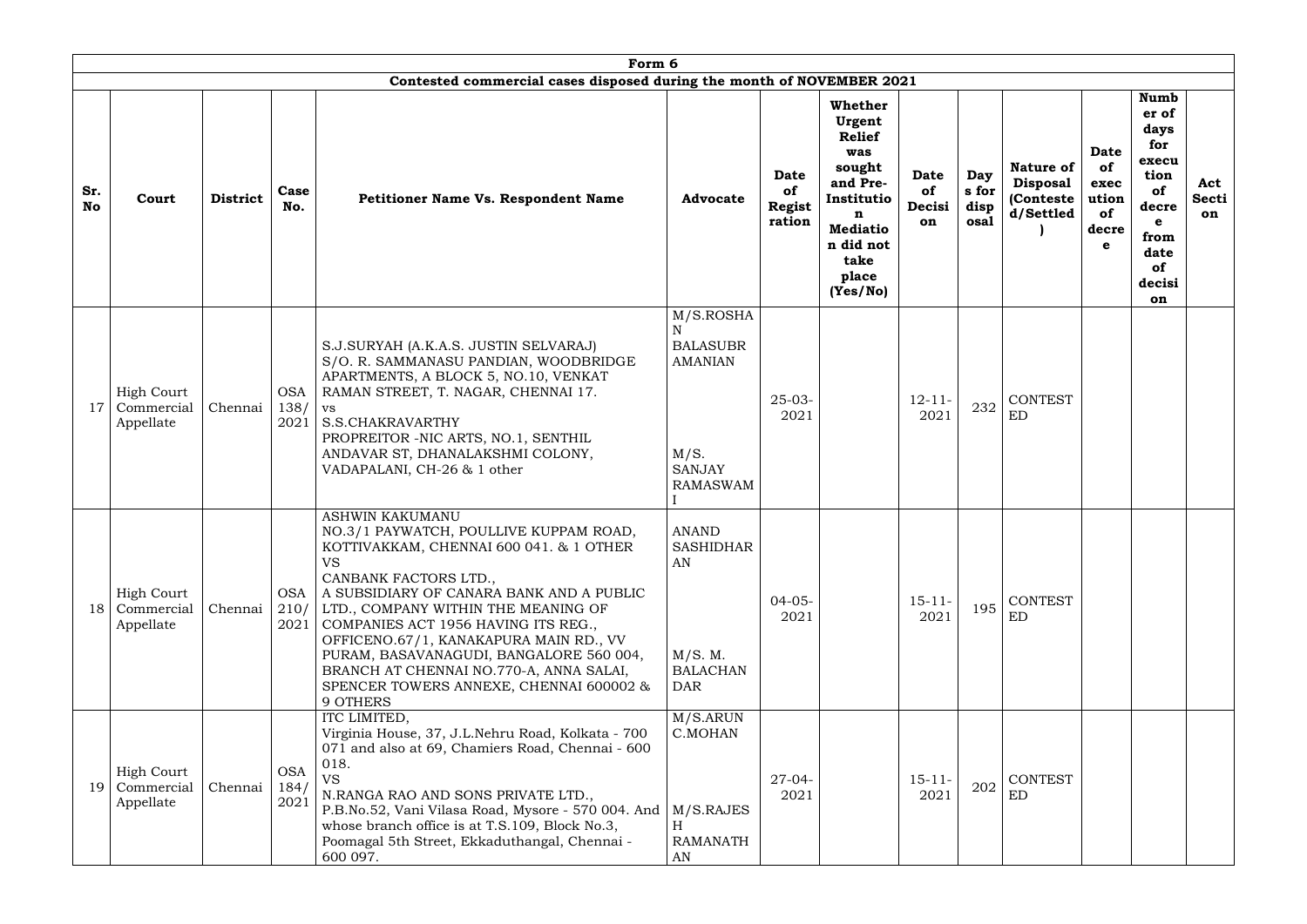| Form 6 | | | | | | | | | | | | | |
|---|---|---|---|---|---|---|---|---|---|---|---|---|---|
| Contested commercial cases disposed during the month of NOVEMBER 2021 | | | | | | | | | | | | | |
| Sr. No | Court | District | Case No. | Petitioner Name Vs. Respondent Name | Advocate | Date of Registration | Whether Urgent Relief was sought and Pre-Institution Mediation did not take place (Yes/No) | Date of Decision | Days for disposal | Nature of Disposal (Contested/Settled) | Date of execution of decree | Number of days for execution of decree from date of decision | Act Section |
| 17 | High Court Commercial Appellate | Chennai | OSA 138/ 2021 | S.J.SURYAH (A.K.A.S. JUSTIN SELVARAJ) S/O. R. SAMMANASU PANDIAN, WOODBRIDGE APARTMENTS, A BLOCK 5, NO.10, VENKAT RAMAN STREET, T. NAGAR, CHENNAI 17. vs S.S.CHAKRAVARTHY PROPREITOR -NIC ARTS, NO.1, SENTHIL ANDAVAR ST, DHANALAKSHMI COLONY, VADAPALANI, CH-26 & 1 other | M/S.ROSHAN BALASUBRAMANIAN M/S. SANJAY RAMASWAMI | 25-03-2021 | | 12-11-2021 | 232 | CONTESTED | | | |
| 18 | High Court Commercial Appellate | Chennai | OSA 210/ 2021 | ASHWIN KAKUMANU NO.3/1 PAYWATCH, POULLIVE KUPPAM ROAD, KOTTIVAKKAM, CHENNAI 600 041. & 1 OTHER VS CANBANK FACTORS LTD., A SUBSIDIARY OF CANARA BANK AND A PUBLIC LTD., COMPANY WITHIN THE MEANING OF COMPANIES ACT 1956 HAVING ITS REG., OFFICENO.67/1, KANAKAPURA MAIN RD., VV PURAM, BASAVANAGUDI, BANGALORE 560 004, BRANCH AT CHENNAI NO.770-A, ANNA SALAI, SPENCER TOWERS ANNEXE, CHENNAI 600002 & 9 OTHERS | ANAND SASHIDHARAN M/S. M. BALACHANDAR | 04-05-2021 | | 15-11-2021 | 195 | CONTESTED | | | |
| 19 | High Court Commercial Appellate | Chennai | OSA 184/ 2021 | ITC LIMITED, Virginia House, 37, J.L.Nehru Road, Kolkata - 700 071 and also at 69, Chamiers Road, Chennai - 600 018. VS N.RANGA RAO AND SONS PRIVATE LTD., P.B.No.52, Vani Vilasa Road, Mysore - 570 004. And whose branch office is at T.S.109, Block No.3, Poomagal 5th Street, Ekkaduthangal, Chennai - 600 097. | M/S.ARUN C.MOHAN M/S.RAJESH RAMANATHAN | 27-04-2021 | | 15-11-2021 | 202 | CONTESTED | | | |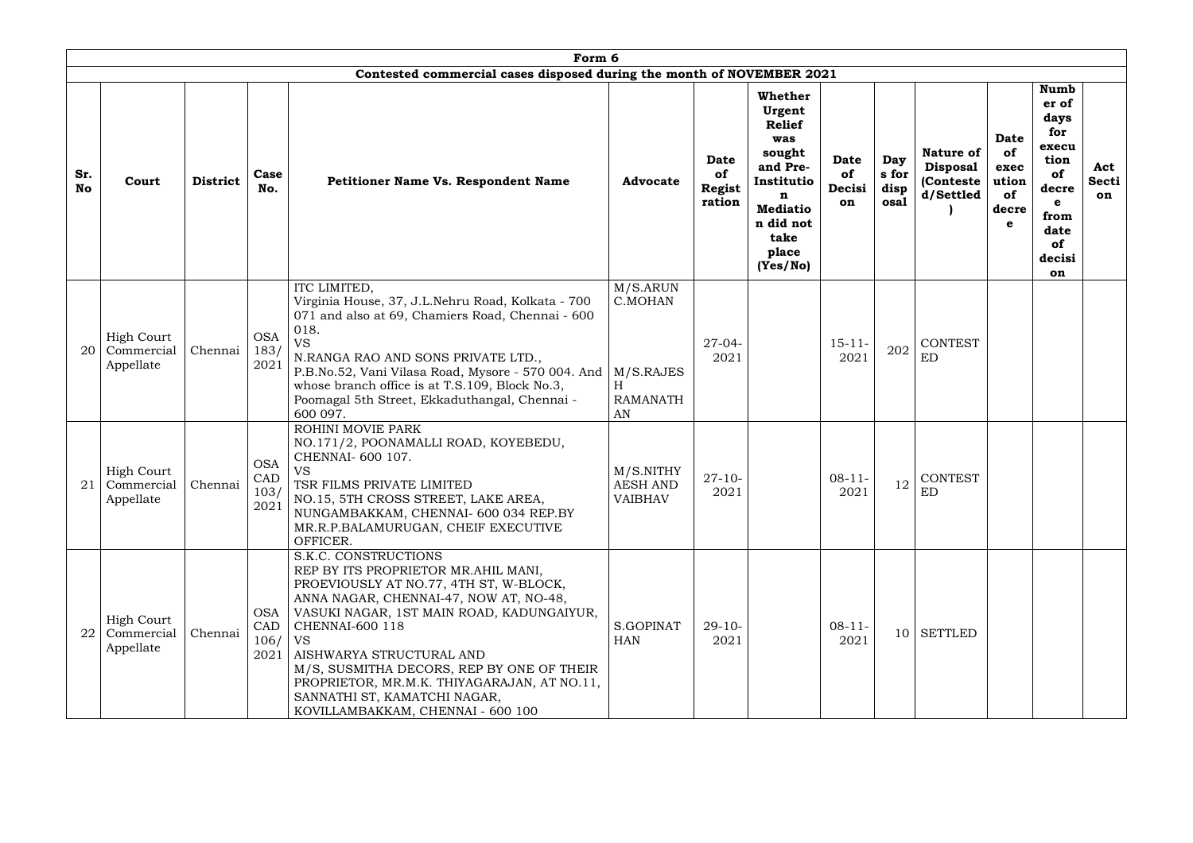# Form 6

## Contested commercial cases disposed during the month of NOVEMBER 2021

| Sr. No | Court | District | Case No. | Petitioner Name Vs. Respondent Name | Advocate | Date of Registration | Whether Urgent Relief was sought and Pre-Institution Mediation did not take place (Yes/No) | Date of Decision | Days for disposal | Nature of Disposal (Contested/Settled) | Date of execution of decree | Number of days for execution of decree from date of decision | Act Section |
|---|---|---|---|---|---|---|---|---|---|---|---|---|---|
| 20 | High Court Commercial Appellate | Chennai | OSA 183/ 2021 | ITC LIMITED, Virginia House, 37, J.L.Nehru Road, Kolkata - 700 071 and also at 69, Chamiers Road, Chennai - 600 018. VS N.RANGA RAO AND SONS PRIVATE LTD., P.B.No.52, Vani Vilasa Road, Mysore - 570 004. And whose branch office is at T.S.109, Block No.3, Poomagal 5th Street, Ekkaduthangal, Chennai - 600 097. | M/S.ARUN C.MOHAN M/S.RAJESH H RAMANATHAN | 27-04-2021 | | 15-11-2021 | 202 | CONTESTED | | | |
| 21 | High Court Commercial Appellate | Chennai | OSA CAD 103/ 2021 | ROHINI MOVIE PARK NO.171/2, POONAMALLI ROAD, KOYEBEDU, CHENNAI- 600 107. VS TSR FILMS PRIVATE LIMITED NO.15, 5TH CROSS STREET, LAKE AREA, NUNGAMBAKKAM, CHENNAI- 600 034 REP.BY MR.R.P.BALAMURUGAN, CHEIF EXECUTIVE OFFICER. | M/S.NITHYAESH AND VAIBHAV | 27-10-2021 | | 08-11-2021 | 12 | CONTESTED | | | |
| 22 | High Court Commercial Appellate | Chennai | OSA CAD 106/ 2021 | S.K.C. CONSTRUCTIONS REP BY ITS PROPRIETOR MR.AHIL MANI, PROEVIOUSLY AT NO.77, 4TH ST, W-BLOCK, ANNA NAGAR, CHENNAI-47, NOW AT, NO-48, VASUKI NAGAR, 1ST MAIN ROAD, KADUNGAIYUR, CHENNAI-600 118 VS AISHWARYA STRUCTURAL AND M/S, SUSMITHA DECORS, REP BY ONE OF THEIR PROPRIETOR, MR.M.K. THIYAGARAJAN, AT NO.11, SANNATHI ST, KAMATCHI NAGAR, KOVILLAMBAKKAM, CHENNAI - 600 100 | S.GOPINATHAN | 29-10-2021 | | 08-11-2021 | 10 | SETTLED | | | |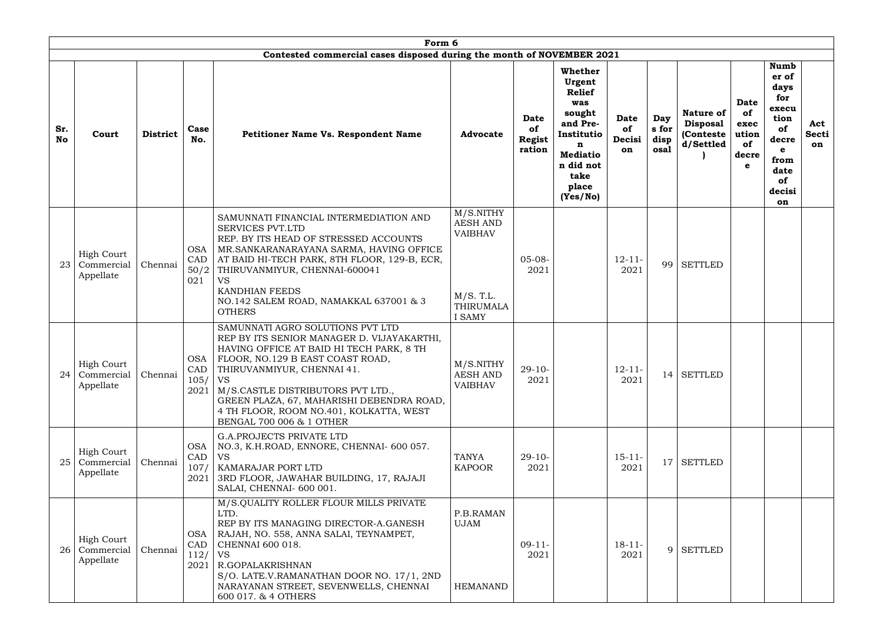| Form 6 | | | | | | | | | | | | | | |
|---|---|---|---|---|---|---|---|---|---|---|---|---|---|---|
| **Contested commercial cases disposed during the month of NOVEMBER 2021** | | | | | | | | | | | | | | |
| **Sr. No** | **Court** | **District** | **Case No.** | **Petitioner Name Vs. Respondent Name** | **Advocate** | **Date of Registration** | **Whether Urgent Relief was sought and Pre-Institution Mediation did not take place (Yes/No)** | **Date of Decision** | **Days for disposal** | **Nature of Disposal (Contested/Settled)** | **Date of execution of decree** | **Number of days for execution of decree from date of decision** | **Act Section** |
| 23 | High Court Commercial Appellate | Chennai | OSA CAD 50/2021 | SAMUNNATI FINANCIAL INTERMEDIATION AND SERVICES PVT.LTD REP. BY ITS HEAD OF STRESSED ACCOUNTS MR.SANKARANARAYANA SARMA, HAVING OFFICE AT BAID HI-TECH PARK, 8TH FLOOR, 129-B, ECR, THIRUVANMIYUR, CHENNAI-600041 VS KANDHIAN FEEDS NO.142 SALEM ROAD, NAMAKKAL 637001 & 3 OTHERS | M/S.NITHYAESH AND VAIBHAV M/S. T.L. THIRUMALAI SAMY | 05-08-2021 | | 12-11-2021 | 99 | SETTLED | | | |
| 24 | High Court Commercial Appellate | Chennai | OSA CAD 105/2021 | SAMUNNATI AGRO SOLUTIONS PVT LTD REP BY ITS SENIOR MANAGER D. VIJAYAKARTHI, HAVING OFFICE AT BAID HI TECH PARK, 8 TH FLOOR, NO.129 B EAST COAST ROAD, THIRUVANMIYUR, CHENNAI 41. VS M/S.CASTLE DISTRIBUTORS PVT LTD., GREEN PLAZA, 67, MAHARISHI DEBENDRA ROAD, 4 TH FLOOR, ROOM NO.401, KOLKATTA, WEST BENGAL 700 006 & 1 OTHER | M/S.NITHYAESH AND VAIBHAV | 29-10-2021 | | 12-11-2021 | 14 | SETTLED | | | |
| 25 | High Court Commercial Appellate | Chennai | OSA CAD 107/2021 | G.A.PROJECTS PRIVATE LTD NO.3, K.H.ROAD, ENNORE, CHENNAI- 600 057. VS KAMARAJAR PORT LTD 3RD FLOOR, JAWAHAR BUILDING, 17, RAJAJI SALAI, CHENNAI- 600 001. | TANYA KAPOOR | 29-10-2021 | | 15-11-2021 | 17 | SETTLED | | | |
| 26 | High Court Commercial Appellate | Chennai | OSA CAD 112/2021 | M/S.QUALITY ROLLER FLOUR MILLS PRIVATE LTD. REP BY ITS MANAGING DIRECTOR-A.GANESH RAJAH, NO. 558, ANNA SALAI, TEYNAMPET, CHENNAI 600 018. VS R.GOPALAKRISHNAN S/O. LATE.V.RAMANATHAN DOOR NO. 17/1, 2ND NARAYANAN STREET, SEVENWELLS, CHENNAI 600 017. & 4 OTHERS | P.B.RAMANUJAM HEMANAND | 09-11-2021 | | 18-11-2021 | 9 | SETTLED | | | |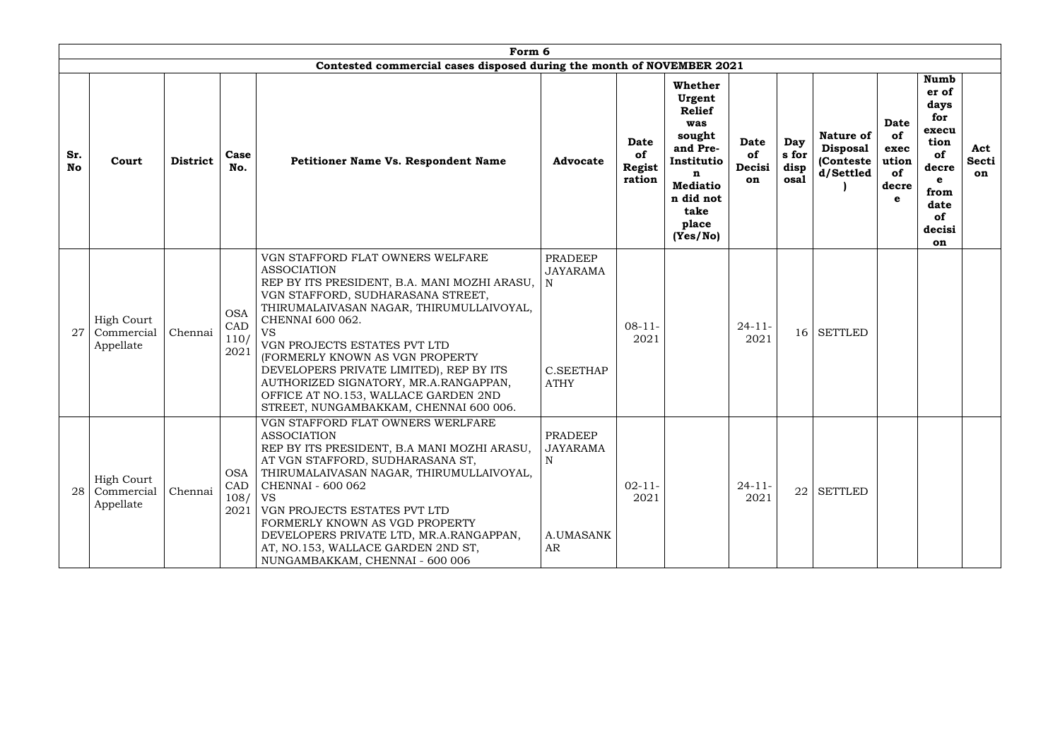## Form 6

### Contested commercial cases disposed during the month of NOVEMBER 2021

| Sr. No | Court | District | Case No. | Petitioner Name Vs. Respondent Name | Advocate | Date of Registration | Whether Urgent Relief was sought and Pre-Institution Mediation did not take place (Yes/No) | Date of Decision | Days for disposal | Nature of Disposal (Contested/Settled) | Date of execution of decree | Number of days for execution of decree from date of decision | Act Section |
|---|---|---|---|---|---|---|---|---|---|---|---|---|---|
| 27 | High Court Commercial Appellate | Chennai | OSA CAD 110/ 2021 | VGN STAFFORD FLAT OWNERS WELFARE ASSOCIATION REP BY ITS PRESIDENT, B.A. MANI MOZHI ARASU, VGN STAFFORD, SUDHARASANA STREET, THIRUMALAIVASAN NAGAR, THIRUMULLAIVOYAL, CHENNAI 600 062. VS VGN PROJECTS ESTATES PVT LTD (FORMERLY KNOWN AS VGN PROPERTY DEVELOPERS PRIVATE LIMITED), REP BY ITS AUTHORIZED SIGNATORY, MR.A.RANGAPPAN, OFFICE AT NO.153, WALLACE GARDEN 2ND STREET, NUNGAMBAKKAM, CHENNAI 600 006. | PRADEEP JAYARAMAN C.SEETHAPATHY | 08-11-2021 | | 24-11-2021 | 16 | SETTLED | | | |
| 28 | High Court Commercial Appellate | Chennai | OSA CAD 108/ 2021 | VGN STAFFORD FLAT OWNERS WERLFARE ASSOCIATION REP BY ITS PRESIDENT, B.A MANI MOZHI ARASU, AT VGN STAFFORD, SUDHARASANA ST, THIRUMALAIVASAN NAGAR, THIRUMULLAIVOYAL, CHENNAI - 600 062 VS VGN PROJECTS ESTATES PVT LTD FORMERLY KNOWN AS VGD PROPERTY DEVELOPERS PRIVATE LTD, MR.A.RANGAPPAN, AT, NO.153, WALLACE GARDEN 2ND ST, NUNGAMBAKKAM, CHENNAI - 600 006 | PRADEEP JAYARAMAN A.UMASANKAR | 02-11-2021 | | 24-11-2021 | 22 | SETTLED | | | |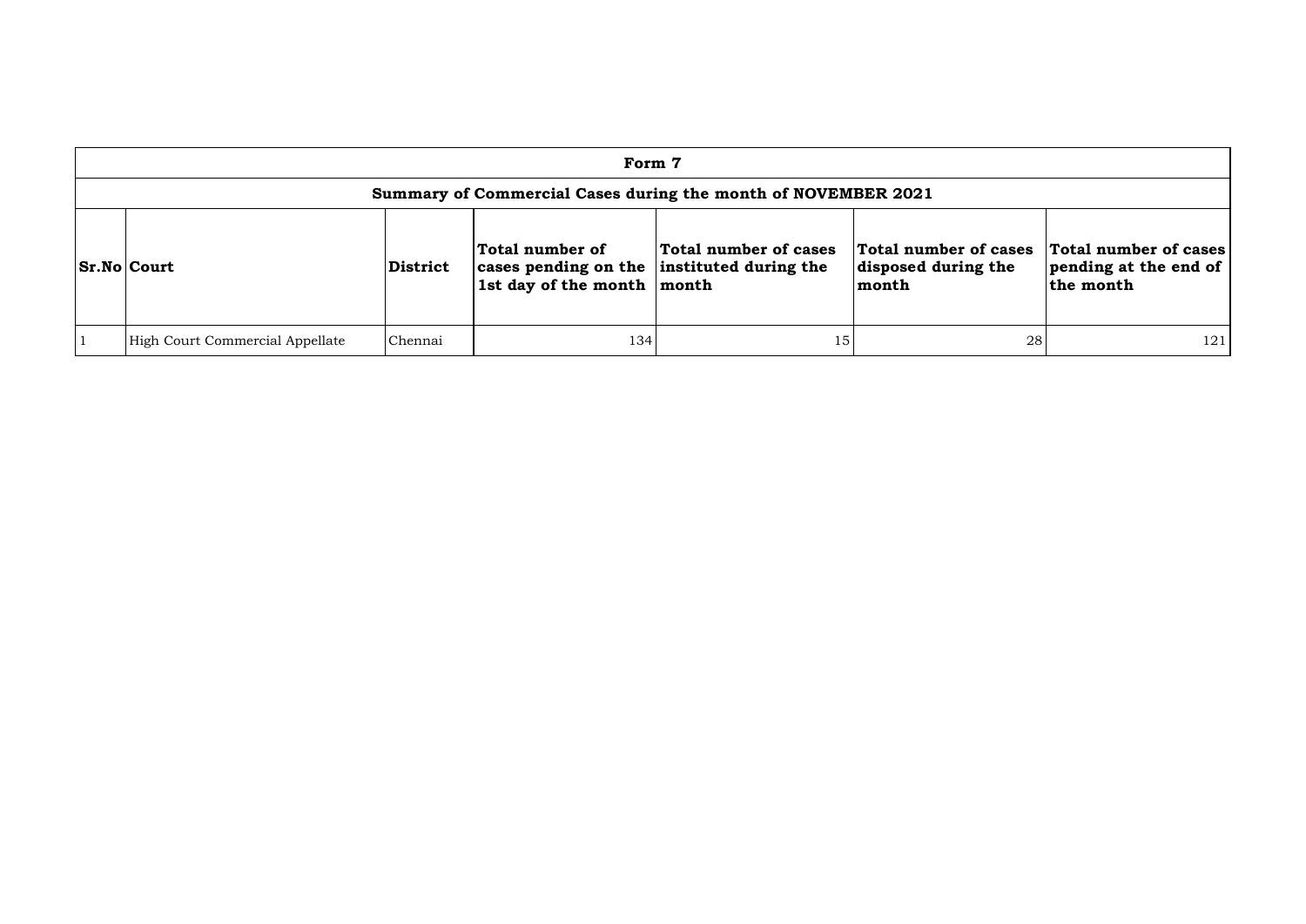| Form 7 | | | | | | |
|---|---|---|---|---|---|---|
| **Summary of Commercial Cases during the month of NOVEMBER 2021** | | | | | | |
| **Sr.No** | **Court** | **District** | **Total number of cases pending on the 1st day of the month** | **Total number of cases instituted during the month** | **Total number of cases disposed during the month** | **Total number of cases pending at the end of the month** |
| 1 | High Court Commercial Appellate | Chennai | 134 | 15 | 28 | 121 |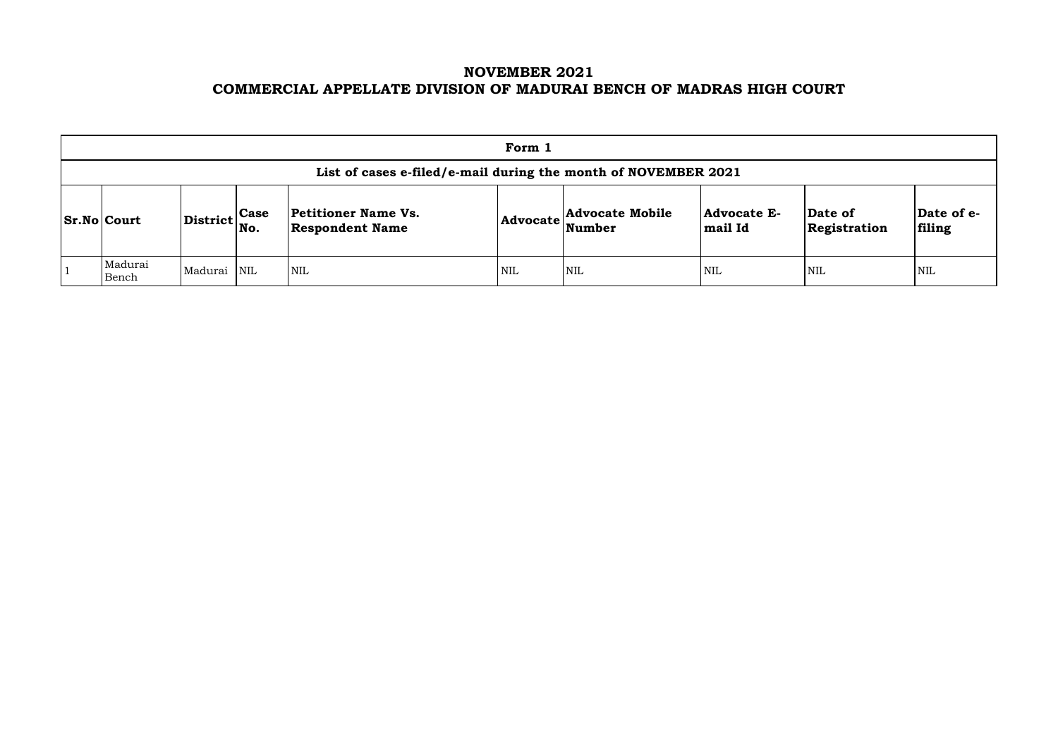# NOVEMBER 2021
# COMMERCIAL APPELLATE DIVISION OF MADURAI BENCH OF MADRAS HIGH COURT

| Form 1 | | | | | | | | | |
|---|---|---|---|---|---|---|---|---|---|
| **List of cases e-filed/e-mail during the month of NOVEMBER 2021** | | | | | | | | | |
| **Sr.No** | **Court** | **District** | **Case No.** | **Petitioner Name Vs. Respondent Name** | **Advocate** | **Advocate Mobile Number** | **Advocate E-mail Id** | **Date of Registration** | **Date of e-filing** |
| 1 | Madurai Bench | Madurai | NIL | NIL | NIL | NIL | NIL | NIL | NIL |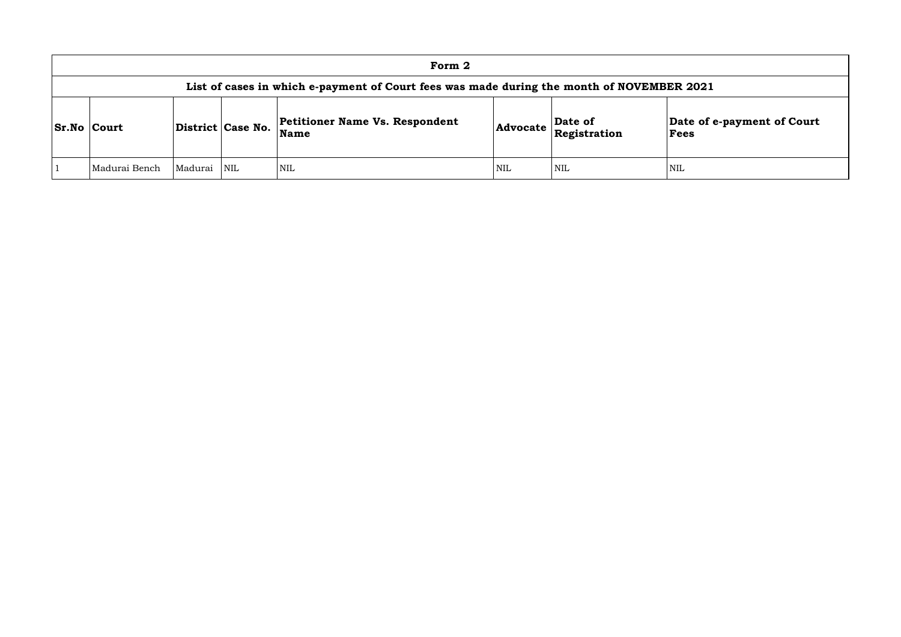| Form 2 | | | | | | | |
|---|---|---|---|---|---|---|---|
| **List of cases in which e-payment of Court fees was made during the month of NOVEMBER 2021** | | | | | | | |
| **Sr.No** | **Court** | **District** | **Case No.** | **Petitioner Name Vs. Respondent Name** | **Advocate** | **Date of Registration** | **Date of e-payment of Court Fees** |
| 1 | Madurai Bench | Madurai | NIL | NIL | NIL | NIL | NIL |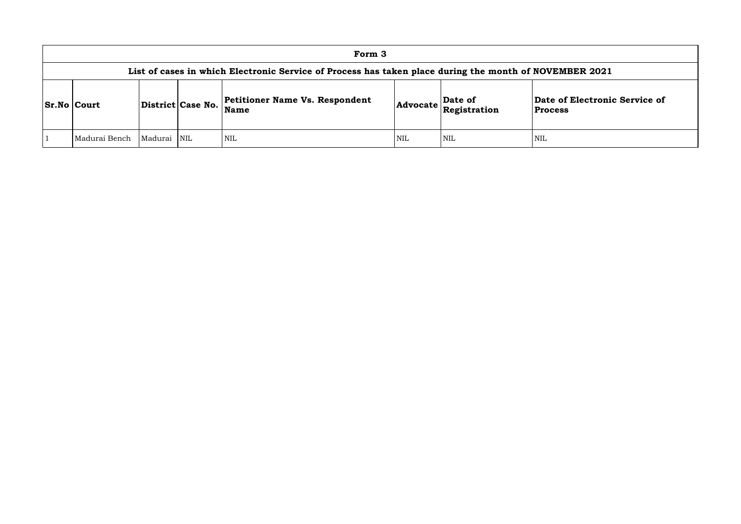# Form 3

## List of cases in which Electronic Service of Process has taken place during the month of NOVEMBER 2021

| Sr.No | Court | District | Case No. | Petitioner Name Vs. Respondent Name | Advocate | Date of Registration | Date of Electronic Service of Process |
|---|---|---|---|---|---|---|---|
| 1 | Madurai Bench | Madurai | NIL | NIL | NIL | NIL | NIL |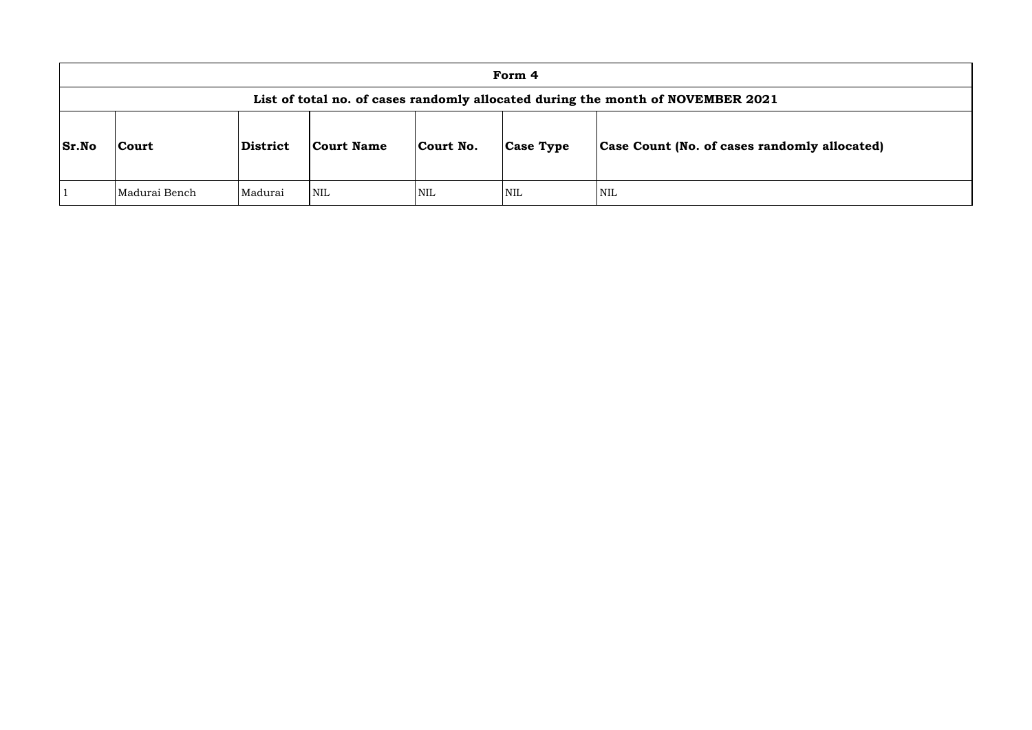| Form 4 | | | | | | |
|---|---|---|---|---|---|---|
| **List of total no. of cases randomly allocated during the month of NOVEMBER 2021** | | | | | | |
| **Sr.No** | **Court** | **District** | **Court Name** | **Court No.** | **Case Type** | **Case Count (No. of cases randomly allocated)** |
| 1 | Madurai Bench | Madurai | NIL | NIL | NIL | NIL |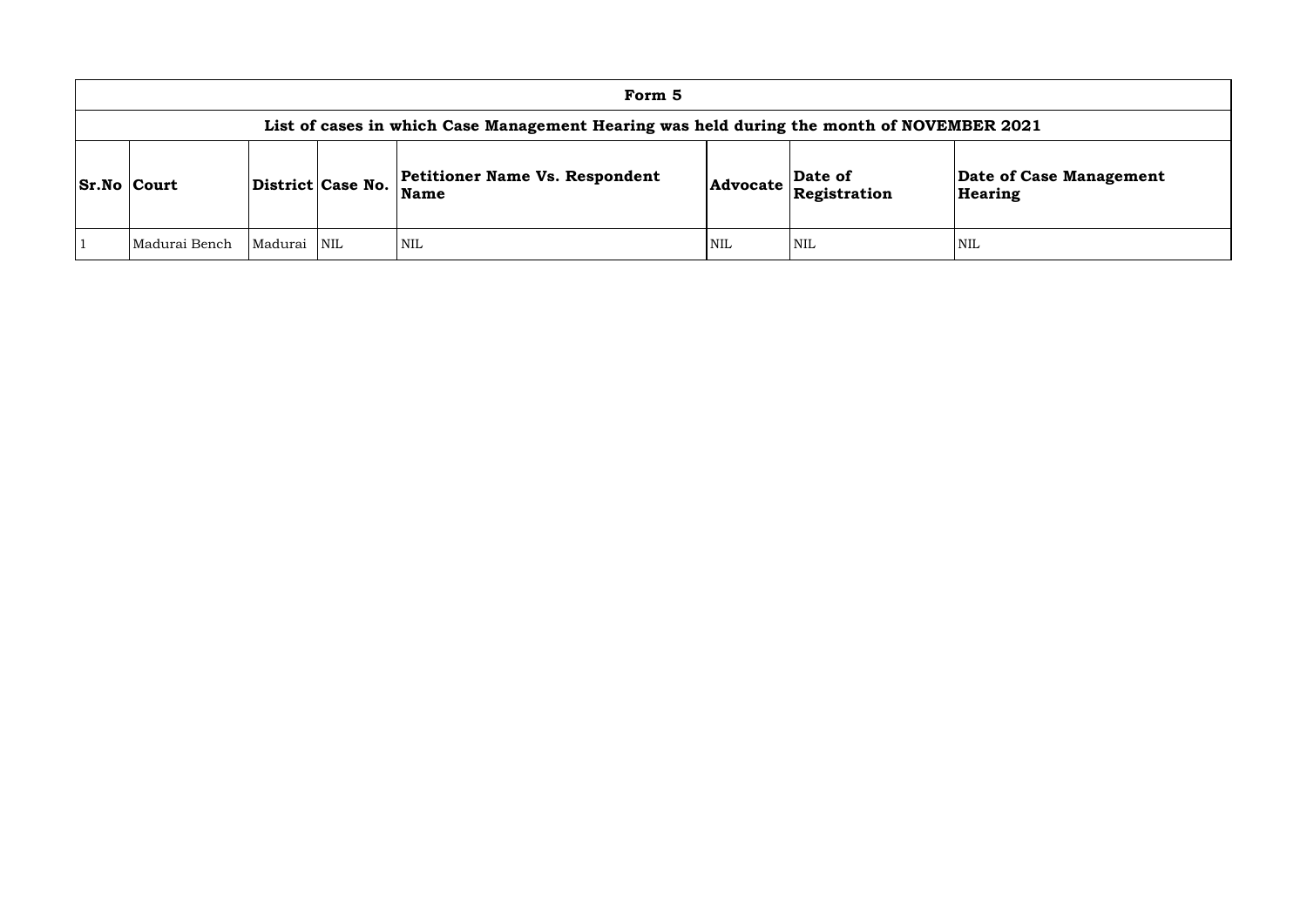# Form 5

## List of cases in which Case Management Hearing was held during the month of NOVEMBER 2021

| Sr.No | Court | District | Case No. | Petitioner Name Vs. Respondent Name | Advocate | Date of Registration | Date of Case Management Hearing |
|---|---|---|---|---|---|---|---|
| 1 | Madurai Bench | Madurai | NIL | NIL | NIL | NIL | NIL |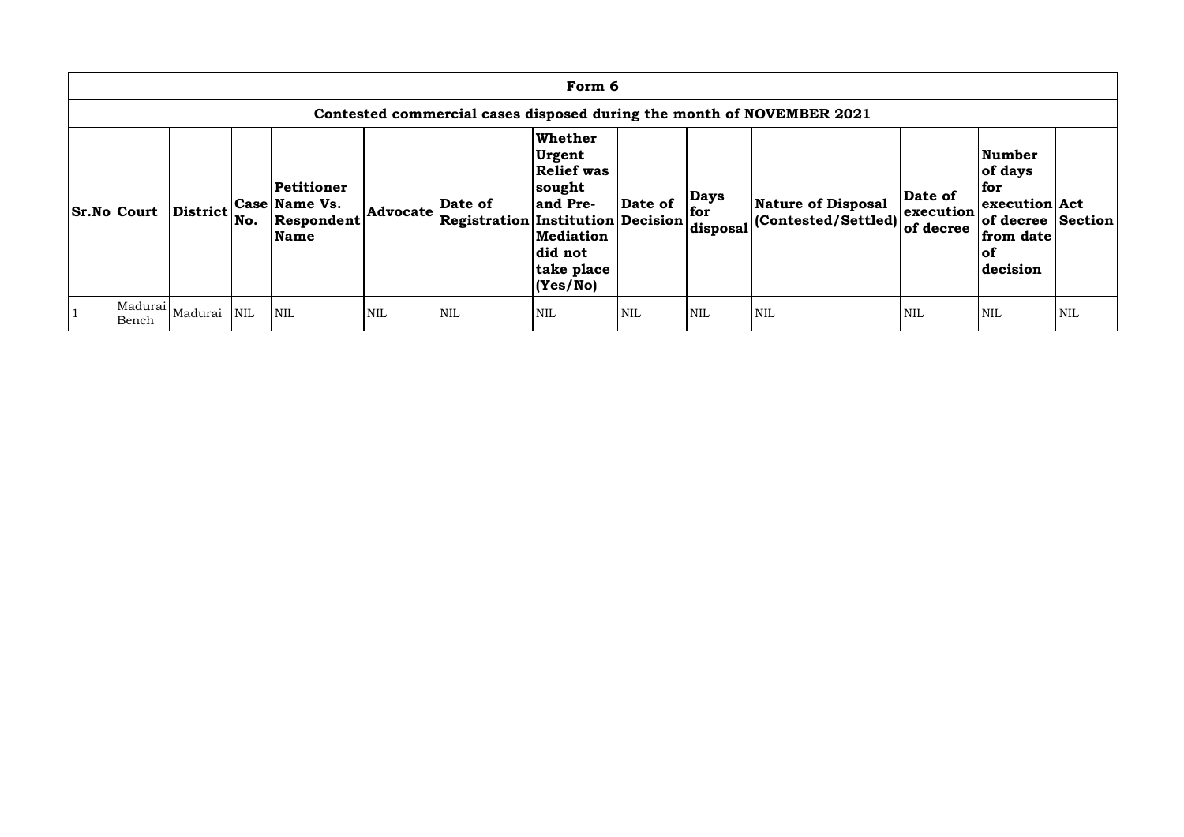| Form 6 | | | | | | | | | | | | | |
|---|---|---|---|---|---|---|---|---|---|---|---|---|---|
| **Contested commercial cases disposed during the month of NOVEMBER 2021** | | | | | | | | | | | | | |
| **Sr.No** | **Court** | **District** | **Case No.** | **Petitioner Name Vs. Respondent Name** | **Advocate** | **Date of Registration** | **Whether Urgent Relief was sought and Pre-Institution Mediation did not take place (Yes/No)** | **Date of Decision** | **Days for disposal** | **Nature of Disposal (Contested/Settled)** | **Date of execution of decree** | **Number of days for execution of decree from date of decision** | **Act Section** |
| 1 | Madurai Bench | Madurai | NIL | NIL | NIL | NIL | NIL | NIL | NIL | NIL | NIL | NIL | NIL |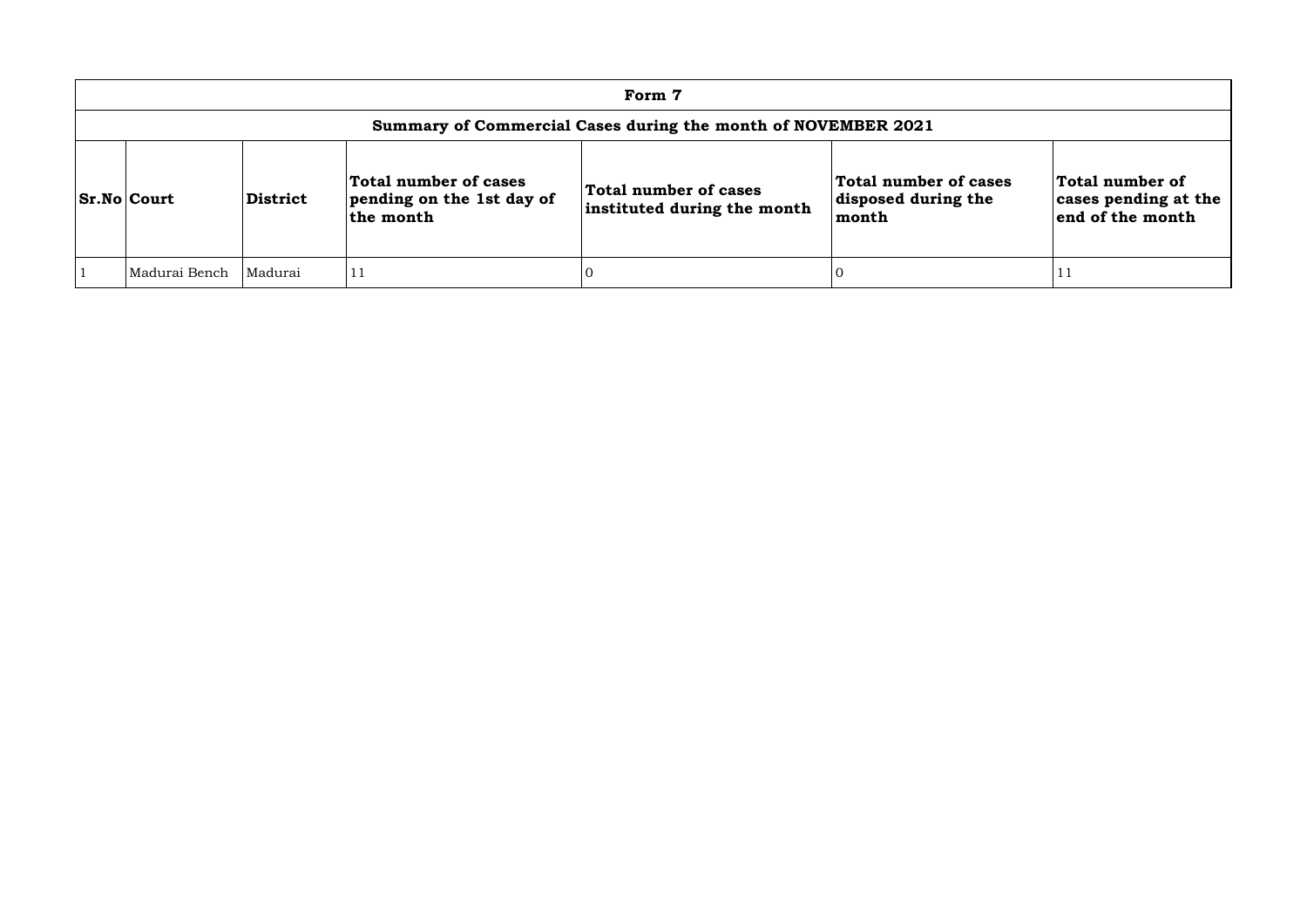# Form 7

## Summary of Commercial Cases during the month of NOVEMBER 2021

| Sr.No | Court | District | Total number of cases pending on the 1st day of the month | Total number of cases instituted during the month | Total number of cases disposed during the month | Total number of cases pending at the end of the month |
|---|---|---|---|---|---|---|
| 1 | Madurai Bench | Madurai | 11 | 0 | 0 | 11 |